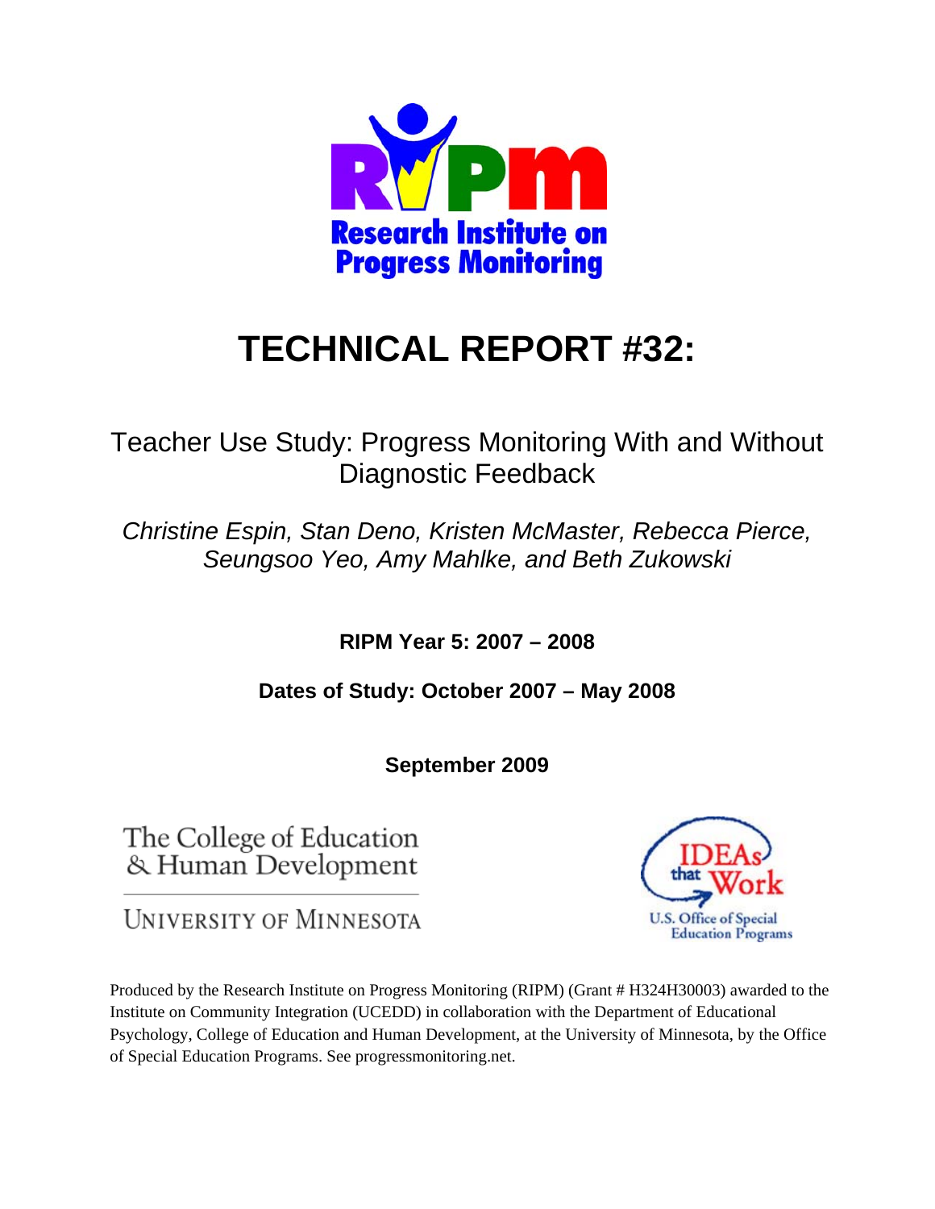**Research Institute on Progress Monitoring**

# TECHNICAL REPORT #32:

## Teacher Use Study: Progress Monitoring With and Without Diagnostic Feedback

*Christine Espin, Stan Deno, Kristen McMaster, Rebecca Pierce, Seungsoo Yeo, Amy Mahlke, and Beth Zukowski*

**RIPM Year 5: 2007 – 2008**

**Dates of Study: October 2007 – May 2008**

**September 2009**

The College of Education & Human Development

University of Minnesota

IDEAs that Work

U.S. Office of Special Education Programs

Produced by the Research Institute on Progress Monitoring (RIPM) (Grant # H324H30003) awarded to the Institute on Community Integration (UCEDD) in collaboration with the Department of Educational Psychology, College of Education and Human Development, at the University of Minnesota, by the Office of Special Education Programs. See progressmonitoring.net.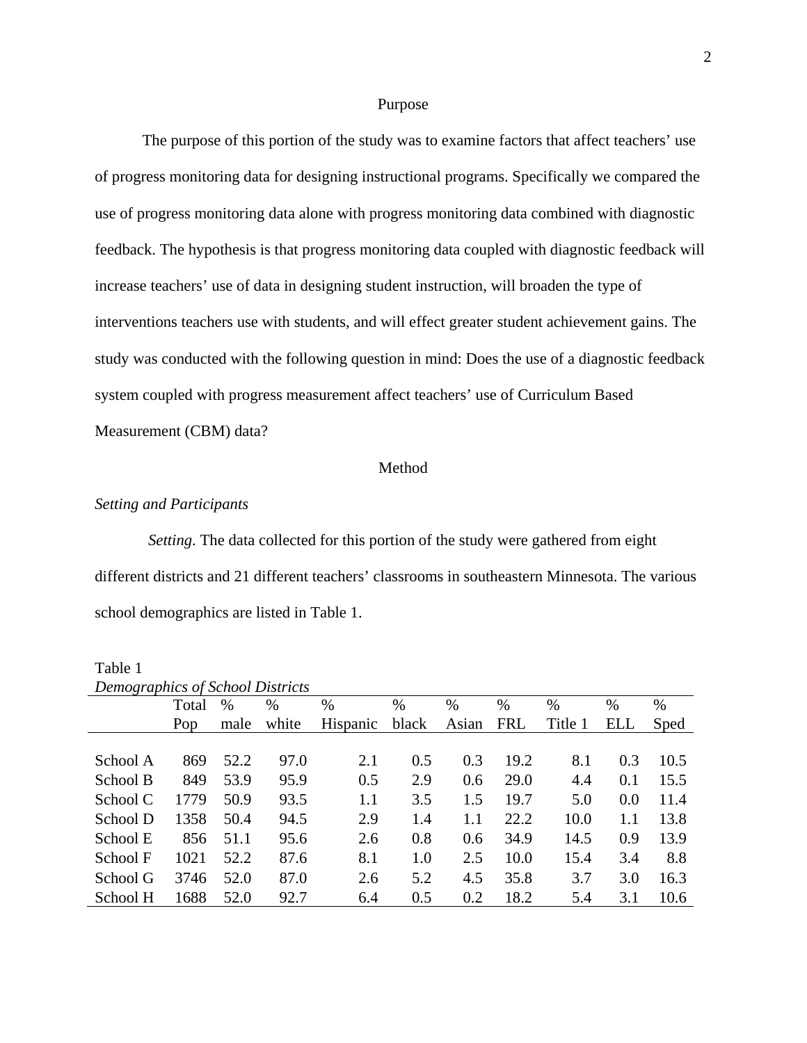## Purpose

The purpose of this portion of the study was to examine factors that affect teachers' use of progress monitoring data for designing instructional programs. Specifically we compared the use of progress monitoring data alone with progress monitoring data combined with diagnostic feedback. The hypothesis is that progress monitoring data coupled with diagnostic feedback will increase teachers' use of data in designing student instruction, will broaden the type of interventions teachers use with students, and will effect greater student achievement gains. The study was conducted with the following question in mind: Does the use of a diagnostic feedback system coupled with progress measurement affect teachers' use of Curriculum Based Measurement (CBM) data?

## Method

### *Setting and Participants*

*Setting*. The data collected for this portion of the study were gathered from eight different districts and 21 different teachers' classrooms in southeastern Minnesota. The various school demographics are listed in Table 1.

Table 1
*Demographics of School Districts*

| | Total Pop | % male | % white | % Hispanic | % black | % Asian | % FRL | % Title 1 | % ELL | % Sped |
|---|---|---|---|---|---|---|---|---|---|---|
| School A | 869 | 52.2 | 97.0 | 2.1 | 0.5 | 0.3 | 19.2 | 8.1 | 0.3 | 10.5 |
| School B | 849 | 53.9 | 95.9 | 0.5 | 2.9 | 0.6 | 29.0 | 4.4 | 0.1 | 15.5 |
| School C | 1779 | 50.9 | 93.5 | 1.1 | 3.5 | 1.5 | 19.7 | 5.0 | 0.0 | 11.4 |
| School D | 1358 | 50.4 | 94.5 | 2.9 | 1.4 | 1.1 | 22.2 | 10.0 | 1.1 | 13.8 |
| School E | 856 | 51.1 | 95.6 | 2.6 | 0.8 | 0.6 | 34.9 | 14.5 | 0.9 | 13.9 |
| School F | 1021 | 52.2 | 87.6 | 8.1 | 1.0 | 2.5 | 10.0 | 15.4 | 3.4 | 8.8 |
| School G | 3746 | 52.0 | 87.0 | 2.6 | 5.2 | 4.5 | 35.8 | 3.7 | 3.0 | 16.3 |
| School H | 1688 | 52.0 | 92.7 | 6.4 | 0.5 | 0.2 | 18.2 | 5.4 | 3.1 | 10.6 |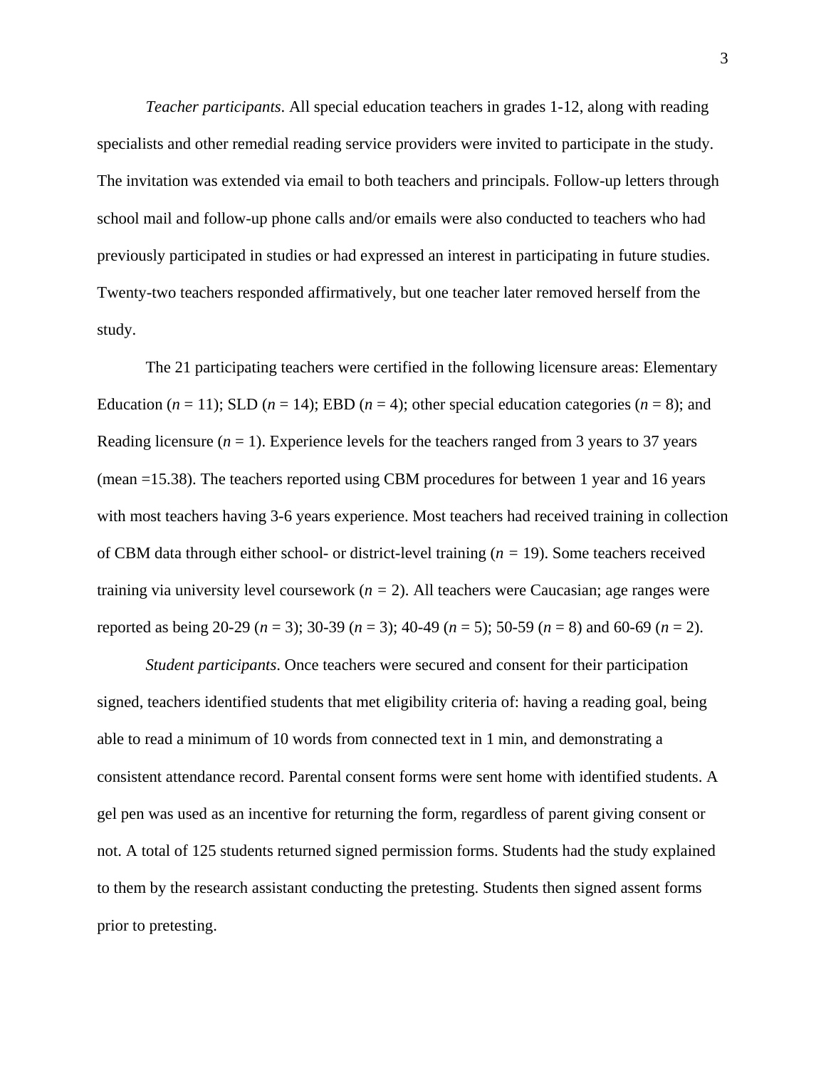*Teacher participants*. All special education teachers in grades 1-12, along with reading specialists and other remedial reading service providers were invited to participate in the study. The invitation was extended via email to both teachers and principals. Follow-up letters through school mail and follow-up phone calls and/or emails were also conducted to teachers who had previously participated in studies or had expressed an interest in participating in future studies. Twenty-two teachers responded affirmatively, but one teacher later removed herself from the study.

The 21 participating teachers were certified in the following licensure areas: Elementary Education ($n$ = 11); SLD ($n$ = 14); EBD ($n$ = 4); other special education categories ($n$ = 8); and Reading licensure ($n$ = 1). Experience levels for the teachers ranged from 3 years to 37 years (mean =15.38). The teachers reported using CBM procedures for between 1 year and 16 years with most teachers having 3-6 years experience. Most teachers had received training in collection of CBM data through either school- or district-level training ($n$ = 19). Some teachers received training via university level coursework ($n$ = 2). All teachers were Caucasian; age ranges were reported as being 20-29 ($n$ = 3); 30-39 ($n$ = 3); 40-49 ($n$ = 5); 50-59 ($n$ = 8) and 60-69 ($n$ = 2).

*Student participants*. Once teachers were secured and consent for their participation signed, teachers identified students that met eligibility criteria of: having a reading goal, being able to read a minimum of 10 words from connected text in 1 min, and demonstrating a consistent attendance record. Parental consent forms were sent home with identified students. A gel pen was used as an incentive for returning the form, regardless of parent giving consent or not. A total of 125 students returned signed permission forms. Students had the study explained to them by the research assistant conducting the pretesting. Students then signed assent forms prior to pretesting.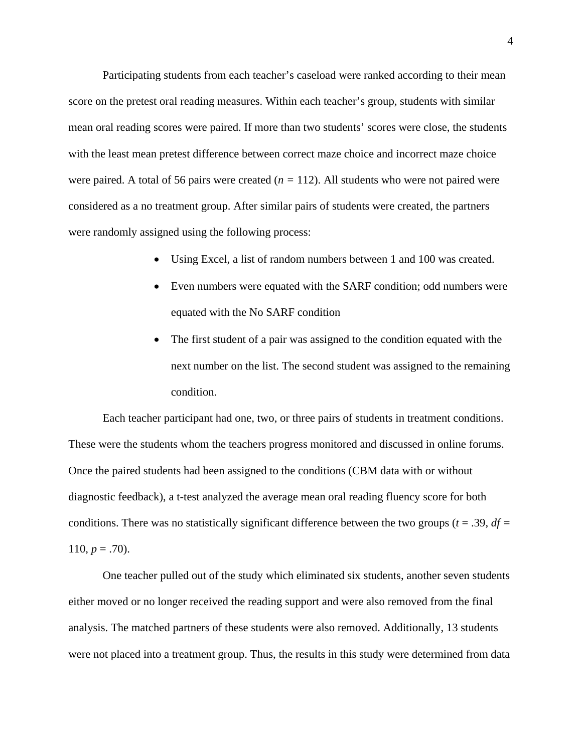Participating students from each teacher's caseload were ranked according to their mean score on the pretest oral reading measures. Within each teacher's group, students with similar mean oral reading scores were paired. If more than two students' scores were close, the students with the least mean pretest difference between correct maze choice and incorrect maze choice were paired. A total of 56 pairs were created ($n$ = 112). All students who were not paired were considered as a no treatment group. After similar pairs of students were created, the partners were randomly assigned using the following process:

- Using Excel, a list of random numbers between 1 and 100 was created.
- Even numbers were equated with the SARF condition; odd numbers were equated with the No SARF condition
- The first student of a pair was assigned to the condition equated with the next number on the list. The second student was assigned to the remaining condition.

Each teacher participant had one, two, or three pairs of students in treatment conditions. These were the students whom the teachers progress monitored and discussed in online forums. Once the paired students had been assigned to the conditions (CBM data with or without diagnostic feedback), a t-test analyzed the average mean oral reading fluency score for both conditions. There was no statistically significant difference between the two groups ($t$ = .39, $df$ = 110, $p$ = .70).

One teacher pulled out of the study which eliminated six students, another seven students either moved or no longer received the reading support and were also removed from the final analysis. The matched partners of these students were also removed. Additionally, 13 students were not placed into a treatment group. Thus, the results in this study were determined from data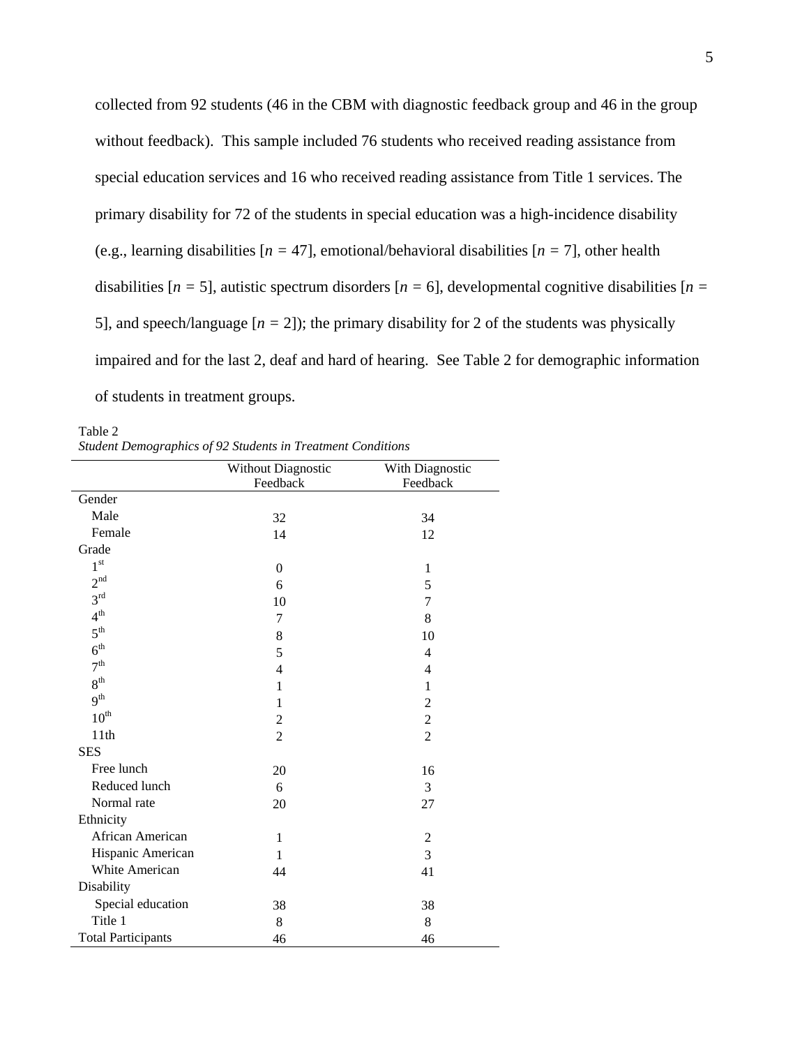collected from 92 students (46 in the CBM with diagnostic feedback group and 46 in the group without feedback). This sample included 76 students who received reading assistance from special education services and 16 who received reading assistance from Title 1 services. The primary disability for 72 of the students in special education was a high-incidence disability (e.g., learning disabilities [$n$ = 47], emotional/behavioral disabilities [$n$ = 7], other health disabilities [$n$ = 5], autistic spectrum disorders [$n$ = 6], developmental cognitive disabilities [$n$ = 5], and speech/language [$n$ = 2]); the primary disability for 2 of the students was physically impaired and for the last 2, deaf and hard of hearing. See Table 2 for demographic information of students in treatment groups.

Table 2
*Student Demographics of 92 Students in Treatment Conditions*

| | Without Diagnostic Feedback | With Diagnostic Feedback |
|---|---|---|
| Gender | | |
| Male | 32 | 34 |
| Female | 14 | 12 |
| Grade | | |
| 1st | 0 | 1 |
| 2nd | 6 | 5 |
| 3rd | 10 | 7 |
| 4th | 7 | 8 |
| 5th | 8 | 10 |
| 6th | 5 | 4 |
| 7th | 4 | 4 |
| 8th | 1 | 1 |
| 9th | 1 | 2 |
| 10th | 2 | 2 |
| 11th | 2 | 2 |
| SES | | |
| Free lunch | 20 | 16 |
| Reduced lunch | 6 | 3 |
| Normal rate | 20 | 27 |
| Ethnicity | | |
| African American | 1 | 2 |
| Hispanic American | 1 | 3 |
| White American | 44 | 41 |
| Disability | | |
| Special education | 38 | 38 |
| Title 1 | 8 | 8 |
| Total Participants | 46 | 46 |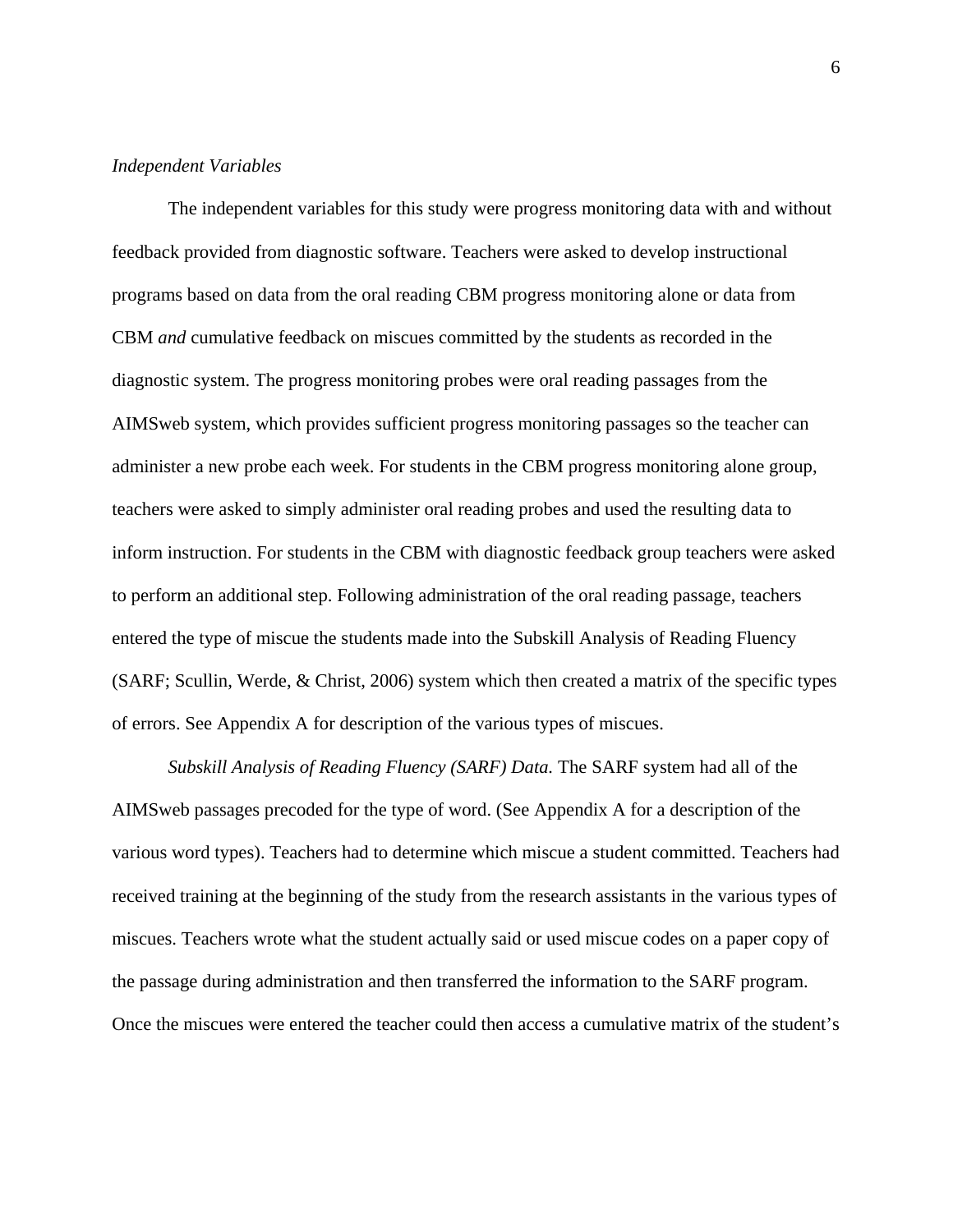*Independent Variables*

The independent variables for this study were progress monitoring data with and without feedback provided from diagnostic software. Teachers were asked to develop instructional programs based on data from the oral reading CBM progress monitoring alone or data from CBM *and* cumulative feedback on miscues committed by the students as recorded in the diagnostic system. The progress monitoring probes were oral reading passages from the AIMSweb system, which provides sufficient progress monitoring passages so the teacher can administer a new probe each week. For students in the CBM progress monitoring alone group, teachers were asked to simply administer oral reading probes and used the resulting data to inform instruction. For students in the CBM with diagnostic feedback group teachers were asked to perform an additional step. Following administration of the oral reading passage, teachers entered the type of miscue the students made into the Subskill Analysis of Reading Fluency (SARF; Scullin, Werde, & Christ, 2006) system which then created a matrix of the specific types of errors. See Appendix A for description of the various types of miscues.

*Subskill Analysis of Reading Fluency (SARF) Data.* The SARF system had all of the AIMSweb passages precoded for the type of word. (See Appendix A for a description of the various word types). Teachers had to determine which miscue a student committed. Teachers had received training at the beginning of the study from the research assistants in the various types of miscues. Teachers wrote what the student actually said or used miscue codes on a paper copy of the passage during administration and then transferred the information to the SARF program. Once the miscues were entered the teacher could then access a cumulative matrix of the student's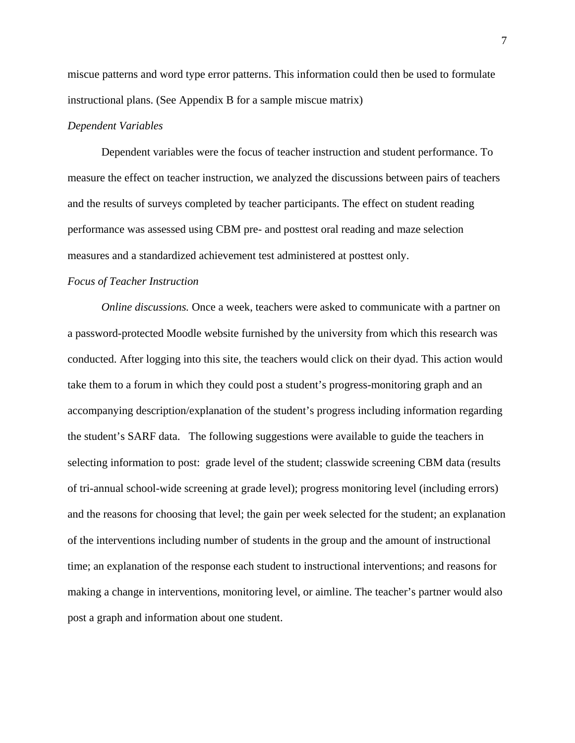miscue patterns and word type error patterns. This information could then be used to formulate instructional plans. (See Appendix B for a sample miscue matrix)

*Dependent Variables*

Dependent variables were the focus of teacher instruction and student performance. To measure the effect on teacher instruction, we analyzed the discussions between pairs of teachers and the results of surveys completed by teacher participants. The effect on student reading performance was assessed using CBM pre- and posttest oral reading and maze selection measures and a standardized achievement test administered at posttest only.

*Focus of Teacher Instruction*

*Online discussions.* Once a week, teachers were asked to communicate with a partner on a password-protected Moodle website furnished by the university from which this research was conducted. After logging into this site, the teachers would click on their dyad. This action would take them to a forum in which they could post a student's progress-monitoring graph and an accompanying description/explanation of the student's progress including information regarding the student's SARF data. The following suggestions were available to guide the teachers in selecting information to post: grade level of the student; classwide screening CBM data (results of tri-annual school-wide screening at grade level); progress monitoring level (including errors) and the reasons for choosing that level; the gain per week selected for the student; an explanation of the interventions including number of students in the group and the amount of instructional time; an explanation of the response each student to instructional interventions; and reasons for making a change in interventions, monitoring level, or aimline. The teacher's partner would also post a graph and information about one student.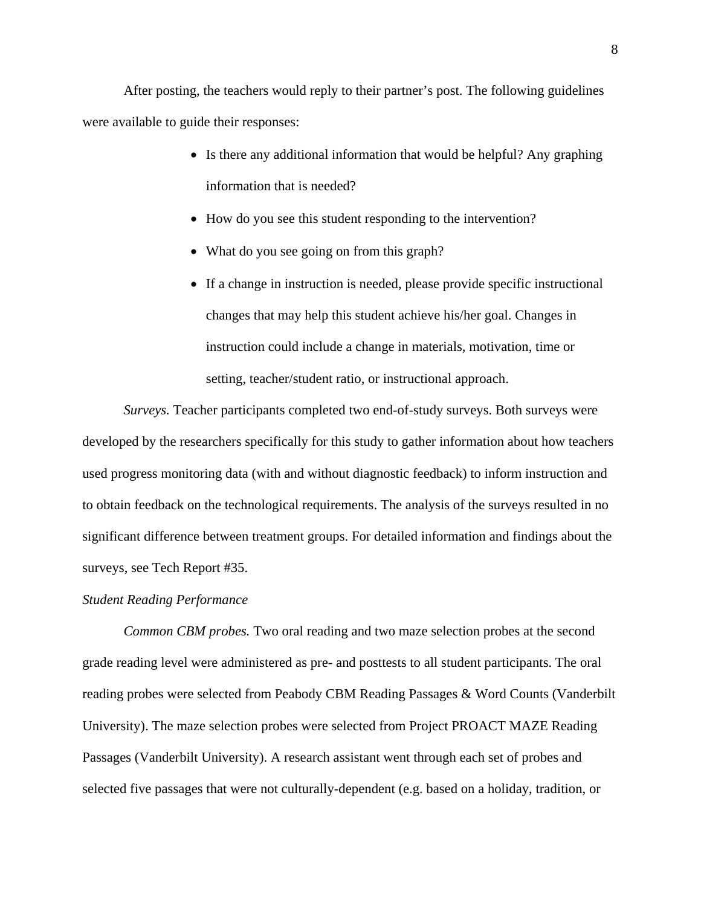After posting, the teachers would reply to their partner's post. The following guidelines were available to guide their responses:

- Is there any additional information that would be helpful? Any graphing information that is needed?
- How do you see this student responding to the intervention?
- What do you see going on from this graph?
- If a change in instruction is needed, please provide specific instructional changes that may help this student achieve his/her goal. Changes in instruction could include a change in materials, motivation, time or setting, teacher/student ratio, or instructional approach.

*Surveys.* Teacher participants completed two end-of-study surveys. Both surveys were developed by the researchers specifically for this study to gather information about how teachers used progress monitoring data (with and without diagnostic feedback) to inform instruction and to obtain feedback on the technological requirements. The analysis of the surveys resulted in no significant difference between treatment groups. For detailed information and findings about the surveys, see Tech Report #35.

*Student Reading Performance*

*Common CBM probes.* Two oral reading and two maze selection probes at the second grade reading level were administered as pre- and posttests to all student participants. The oral reading probes were selected from Peabody CBM Reading Passages & Word Counts (Vanderbilt University). The maze selection probes were selected from Project PROACT MAZE Reading Passages (Vanderbilt University). A research assistant went through each set of probes and selected five passages that were not culturally-dependent (e.g. based on a holiday, tradition, or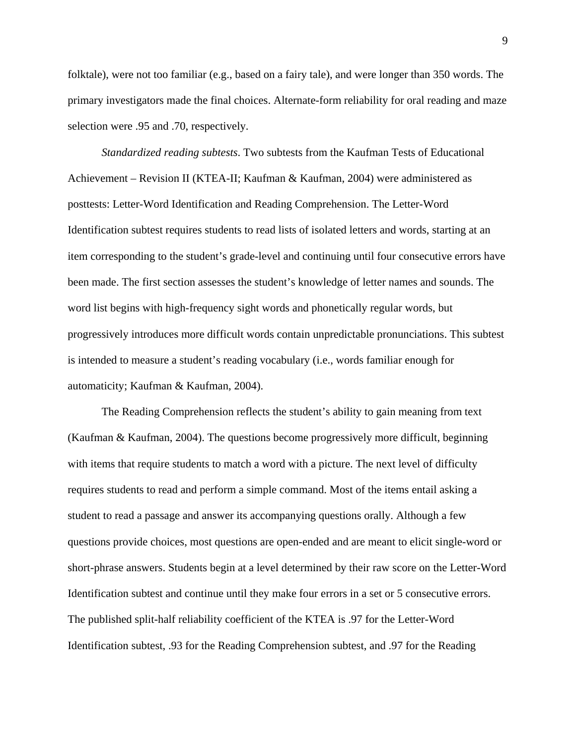folktale), were not too familiar (e.g., based on a fairy tale), and were longer than 350 words. The primary investigators made the final choices. Alternate-form reliability for oral reading and maze selection were .95 and .70, respectively.

*Standardized reading subtests*. Two subtests from the Kaufman Tests of Educational Achievement – Revision II (KTEA-II; Kaufman & Kaufman, 2004) were administered as posttests: Letter-Word Identification and Reading Comprehension. The Letter-Word Identification subtest requires students to read lists of isolated letters and words, starting at an item corresponding to the student's grade-level and continuing until four consecutive errors have been made. The first section assesses the student's knowledge of letter names and sounds. The word list begins with high-frequency sight words and phonetically regular words, but progressively introduces more difficult words contain unpredictable pronunciations. This subtest is intended to measure a student's reading vocabulary (i.e., words familiar enough for automaticity; Kaufman & Kaufman, 2004).

The Reading Comprehension reflects the student's ability to gain meaning from text (Kaufman & Kaufman, 2004). The questions become progressively more difficult, beginning with items that require students to match a word with a picture. The next level of difficulty requires students to read and perform a simple command. Most of the items entail asking a student to read a passage and answer its accompanying questions orally. Although a few questions provide choices, most questions are open-ended and are meant to elicit single-word or short-phrase answers. Students begin at a level determined by their raw score on the Letter-Word Identification subtest and continue until they make four errors in a set or 5 consecutive errors. The published split-half reliability coefficient of the KTEA is .97 for the Letter-Word Identification subtest, .93 for the Reading Comprehension subtest, and .97 for the Reading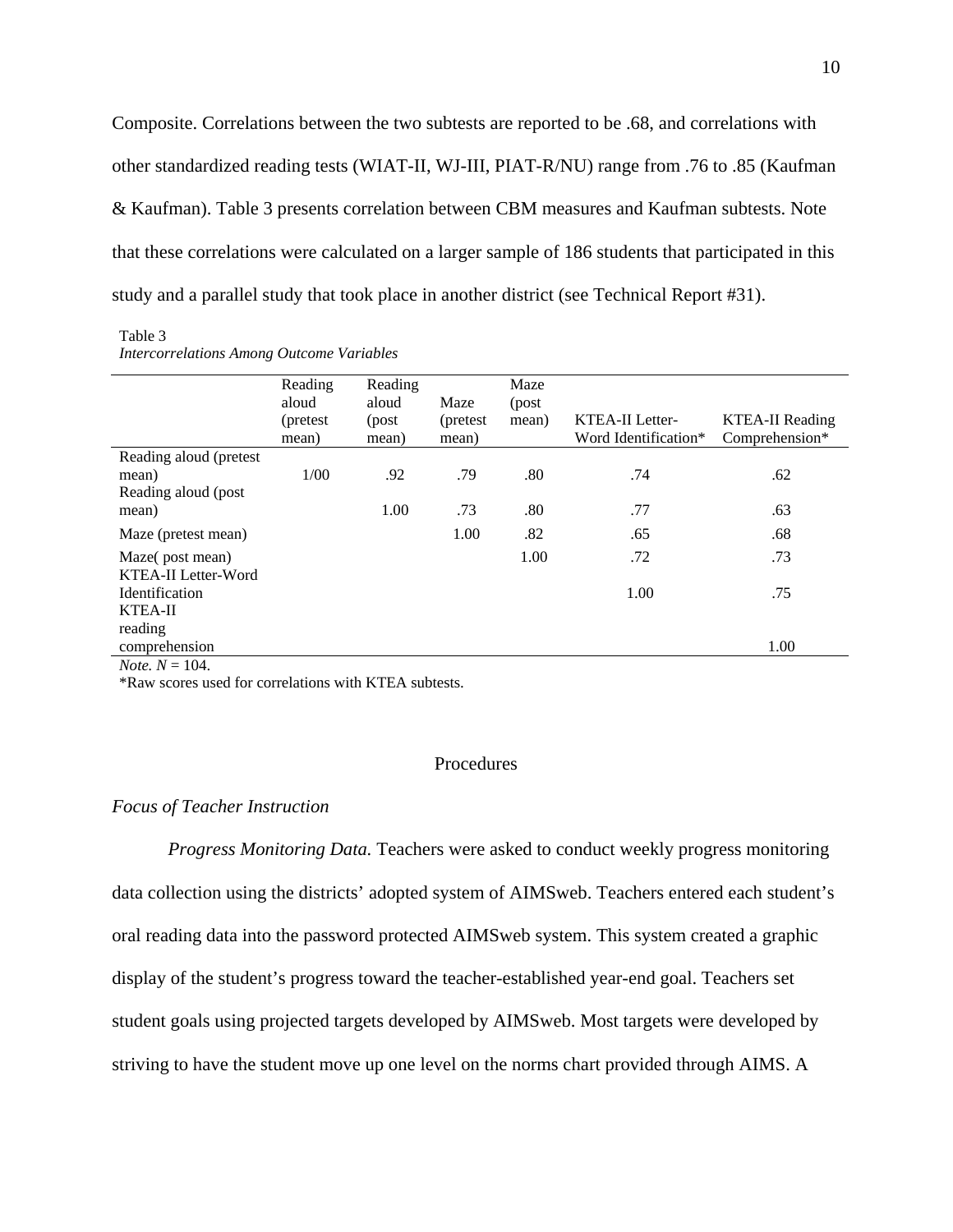Composite. Correlations between the two subtests are reported to be .68, and correlations with other standardized reading tests (WIAT-II, WJ-III, PIAT-R/NU) range from .76 to .85 (Kaufman & Kaufman). Table 3 presents correlation between CBM measures and Kaufman subtests. Note that these correlations were calculated on a larger sample of 186 students that participated in this study and a parallel study that took place in another district (see Technical Report #31).

Table 3
*Intercorrelations Among Outcome Variables*

| | Reading aloud (pretest mean) | Reading aloud (post mean) | Maze (pretest mean) | Maze (post mean) | KTEA-II Letter-Word Identification* | KTEA-II Reading Comprehension* |
|---|---|---|---|---|---|---|
| Reading aloud (pretest mean) | 1/00 | .92 | .79 | .80 | .74 | .62 |
| Reading aloud (post mean) | | 1.00 | .73 | .80 | .77 | .63 |
| Maze (pretest mean) | | | 1.00 | .82 | .65 | .68 |
| Maze( post mean) | | | | 1.00 | .72 | .73 |
| KTEA-II Letter-Word Identification | | | | | 1.00 | .75 |
| KTEA-II reading comprehension | | | | | | 1.00 |

*Note.* $N$ = 104.
*Raw scores used for correlations with KTEA subtests.

## Procedures

### *Focus of Teacher Instruction*

*Progress Monitoring Data.* Teachers were asked to conduct weekly progress monitoring data collection using the districts' adopted system of AIMSweb. Teachers entered each student's oral reading data into the password protected AIMSweb system. This system created a graphic display of the student's progress toward the teacher-established year-end goal. Teachers set student goals using projected targets developed by AIMSweb. Most targets were developed by striving to have the student move up one level on the norms chart provided through AIMS. A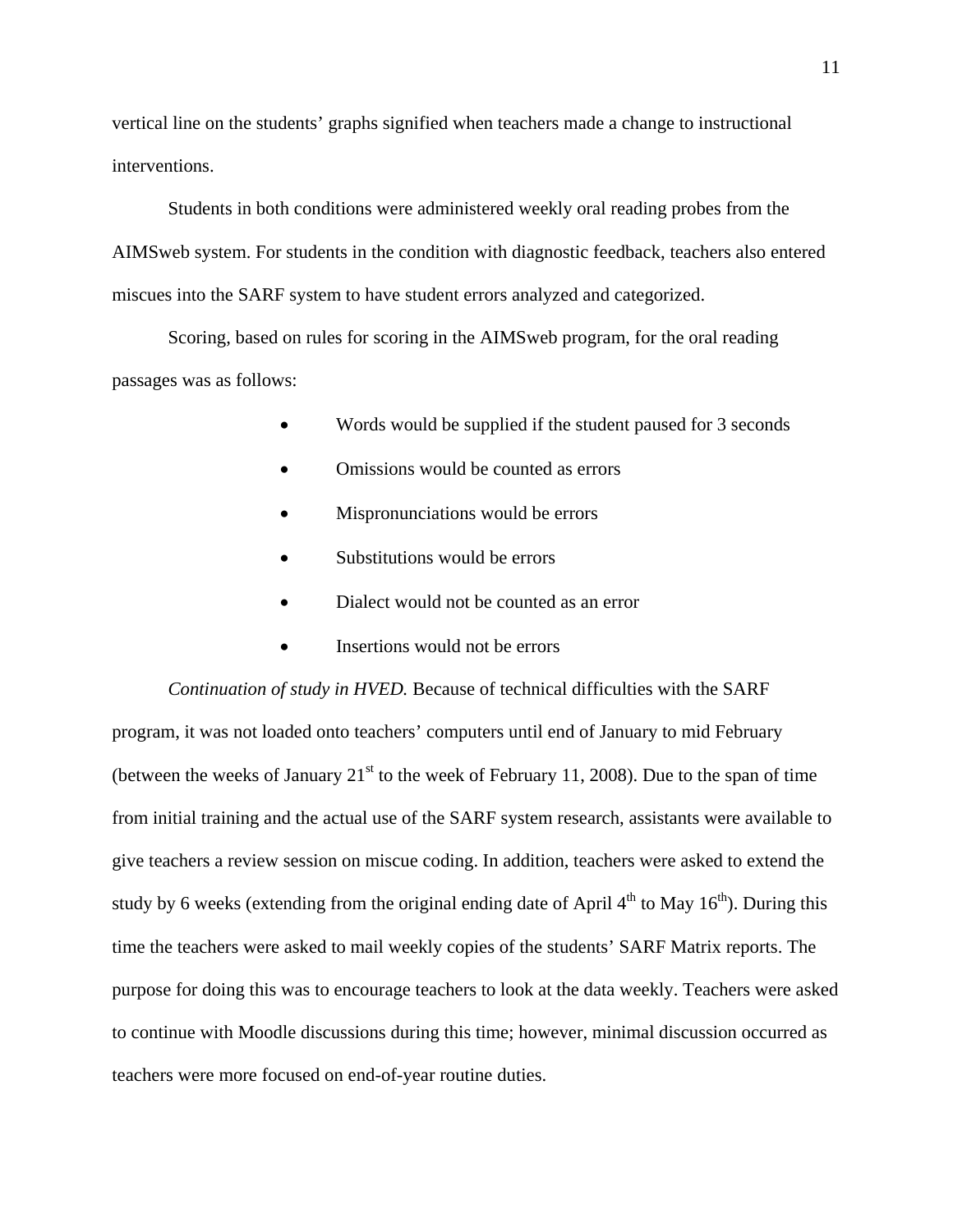vertical line on the students' graphs signified when teachers made a change to instructional interventions.

Students in both conditions were administered weekly oral reading probes from the AIMSweb system. For students in the condition with diagnostic feedback, teachers also entered miscues into the SARF system to have student errors analyzed and categorized.

Scoring, based on rules for scoring in the AIMSweb program, for the oral reading passages was as follows:

- Words would be supplied if the student paused for 3 seconds
- Omissions would be counted as errors
- Mispronunciations would be errors
- Substitutions would be errors
- Dialect would not be counted as an error
- Insertions would not be errors

*Continuation of study in HVED.* Because of technical difficulties with the SARF program, it was not loaded onto teachers' computers until end of January to mid February (between the weeks of January 21st to the week of February 11, 2008). Due to the span of time from initial training and the actual use of the SARF system research, assistants were available to give teachers a review session on miscue coding. In addition, teachers were asked to extend the study by 6 weeks (extending from the original ending date of April 4th to May 16th). During this time the teachers were asked to mail weekly copies of the students' SARF Matrix reports. The purpose for doing this was to encourage teachers to look at the data weekly. Teachers were asked to continue with Moodle discussions during this time; however, minimal discussion occurred as teachers were more focused on end-of-year routine duties.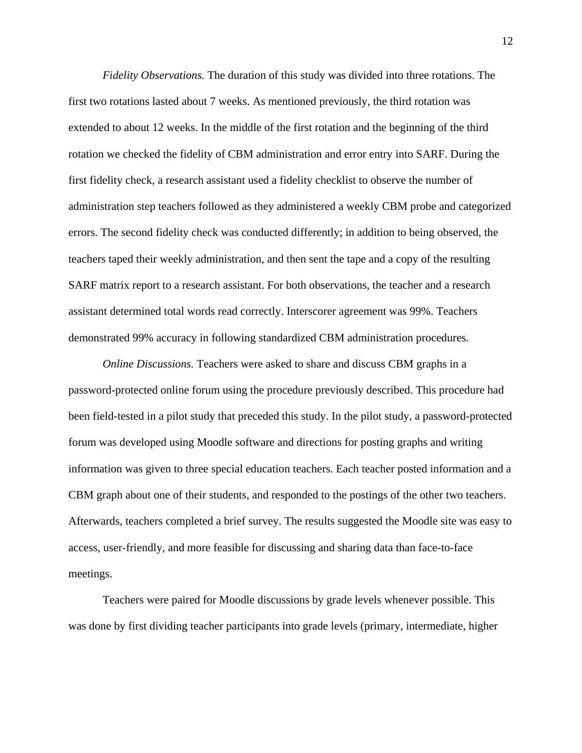*Fidelity Observations.* The duration of this study was divided into three rotations. The first two rotations lasted about 7 weeks. As mentioned previously, the third rotation was extended to about 12 weeks. In the middle of the first rotation and the beginning of the third rotation we checked the fidelity of CBM administration and error entry into SARF. During the first fidelity check, a research assistant used a fidelity checklist to observe the number of administration step teachers followed as they administered a weekly CBM probe and categorized errors. The second fidelity check was conducted differently; in addition to being observed, the teachers taped their weekly administration, and then sent the tape and a copy of the resulting SARF matrix report to a research assistant. For both observations, the teacher and a research assistant determined total words read correctly. Interscorer agreement was 99%. Teachers demonstrated 99% accuracy in following standardized CBM administration procedures.

*Online Discussions.* Teachers were asked to share and discuss CBM graphs in a password-protected online forum using the procedure previously described. This procedure had been field-tested in a pilot study that preceded this study. In the pilot study, a password-protected forum was developed using Moodle software and directions for posting graphs and writing information was given to three special education teachers. Each teacher posted information and a CBM graph about one of their students, and responded to the postings of the other two teachers. Afterwards, teachers completed a brief survey. The results suggested the Moodle site was easy to access, user-friendly, and more feasible for discussing and sharing data than face-to-face meetings.

Teachers were paired for Moodle discussions by grade levels whenever possible. This was done by first dividing teacher participants into grade levels (primary, intermediate, higher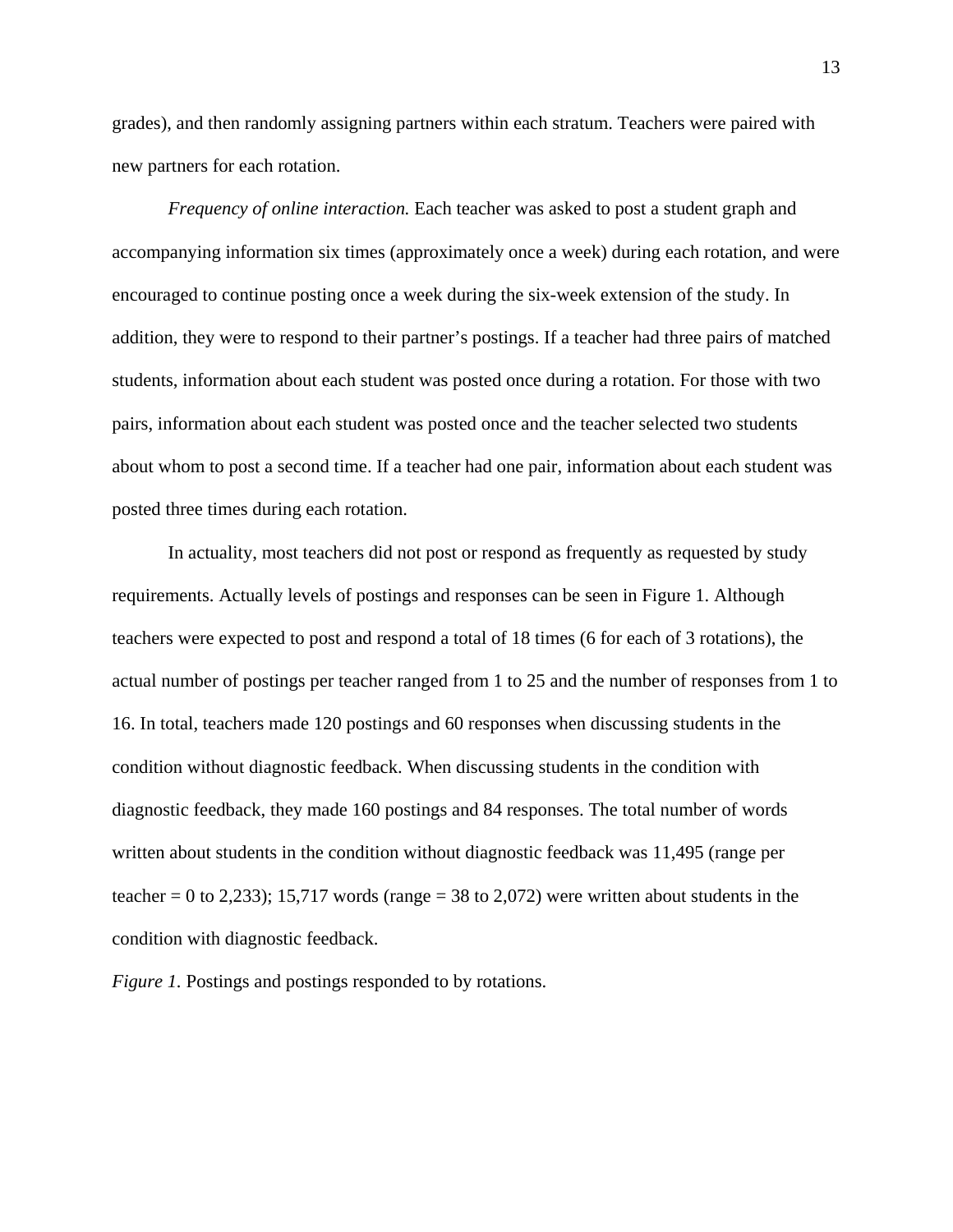grades), and then randomly assigning partners within each stratum. Teachers were paired with new partners for each rotation.

*Frequency of online interaction.* Each teacher was asked to post a student graph and accompanying information six times (approximately once a week) during each rotation, and were encouraged to continue posting once a week during the six-week extension of the study. In addition, they were to respond to their partner's postings. If a teacher had three pairs of matched students, information about each student was posted once during a rotation. For those with two pairs, information about each student was posted once and the teacher selected two students about whom to post a second time. If a teacher had one pair, information about each student was posted three times during each rotation.

In actuality, most teachers did not post or respond as frequently as requested by study requirements. Actually levels of postings and responses can be seen in Figure 1. Although teachers were expected to post and respond a total of 18 times (6 for each of 3 rotations), the actual number of postings per teacher ranged from 1 to 25 and the number of responses from 1 to 16. In total, teachers made 120 postings and 60 responses when discussing students in the condition without diagnostic feedback. When discussing students in the condition with diagnostic feedback, they made 160 postings and 84 responses. The total number of words written about students in the condition without diagnostic feedback was 11,495 (range per teacher = 0 to 2,233); 15,717 words (range = 38 to 2,072) were written about students in the condition with diagnostic feedback.

*Figure 1.* Postings and postings responded to by rotations.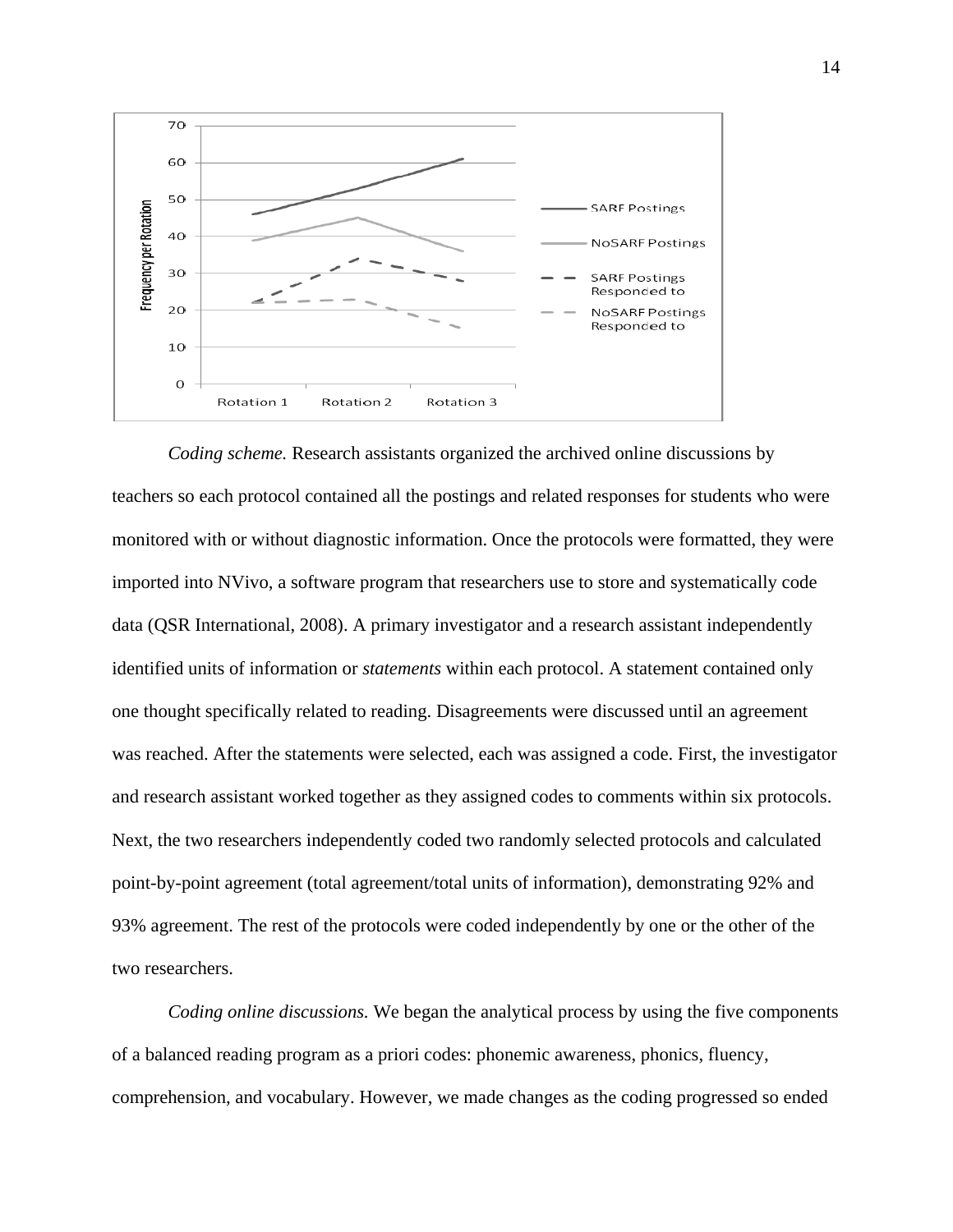*Coding scheme.* Research assistants organized the archived online discussions by teachers so each protocol contained all the postings and related responses for students who were monitored with or without diagnostic information. Once the protocols were formatted, they were imported into NVivo, a software program that researchers use to store and systematically code data (QSR International, 2008). A primary investigator and a research assistant independently identified units of information or *statements* within each protocol. A statement contained only one thought specifically related to reading. Disagreements were discussed until an agreement was reached. After the statements were selected, each was assigned a code. First, the investigator and research assistant worked together as they assigned codes to comments within six protocols. Next, the two researchers independently coded two randomly selected protocols and calculated point-by-point agreement (total agreement/total units of information), demonstrating 92% and 93% agreement. The rest of the protocols were coded independently by one or the other of the two researchers.

*Coding online discussions.* We began the analytical process by using the five components of a balanced reading program as a priori codes: phonemic awareness, phonics, fluency, comprehension, and vocabulary. However, we made changes as the coding progressed so ended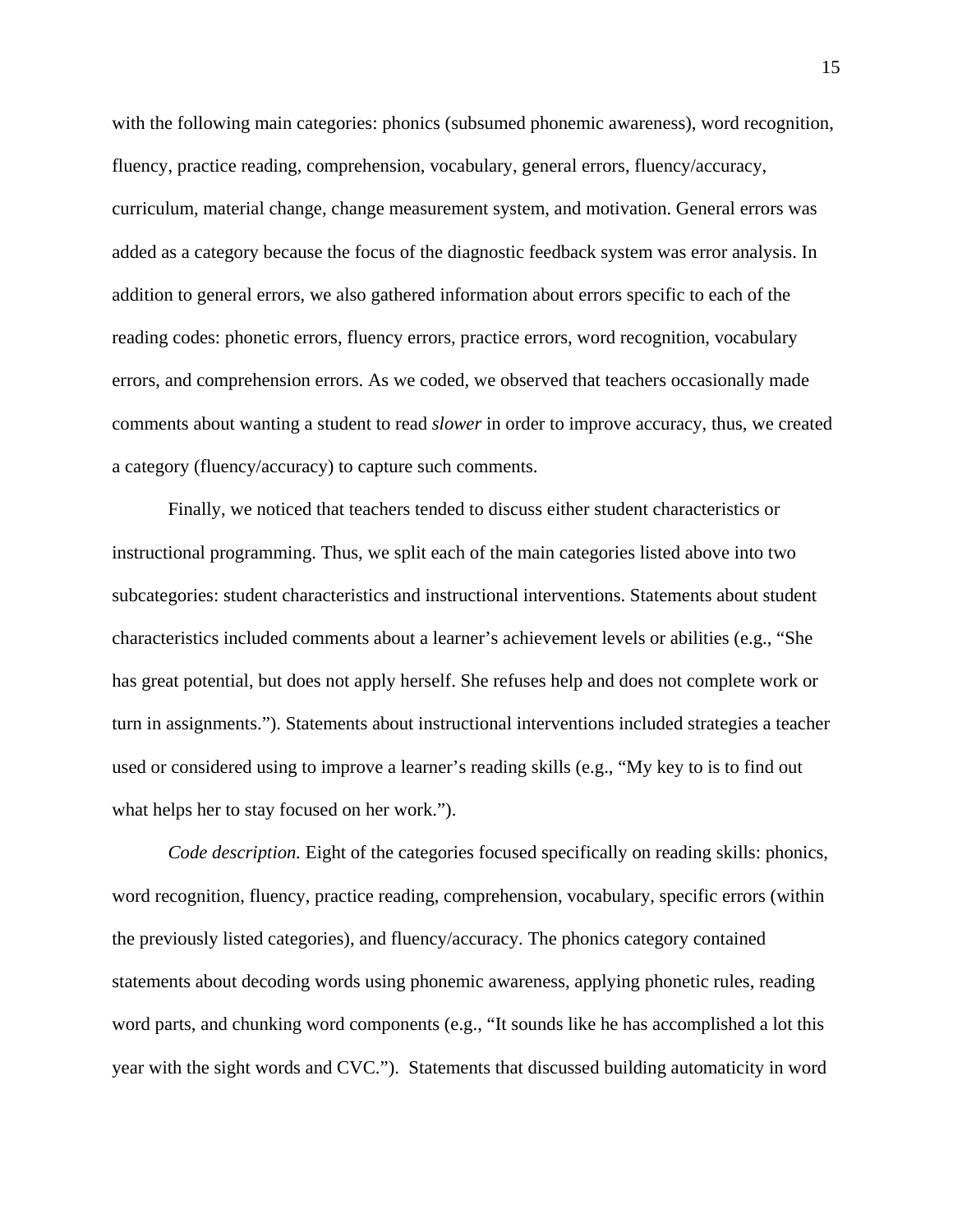with the following main categories: phonics (subsumed phonemic awareness), word recognition, fluency, practice reading, comprehension, vocabulary, general errors, fluency/accuracy, curriculum, material change, change measurement system, and motivation. General errors was added as a category because the focus of the diagnostic feedback system was error analysis. In addition to general errors, we also gathered information about errors specific to each of the reading codes: phonetic errors, fluency errors, practice errors, word recognition, vocabulary errors, and comprehension errors. As we coded, we observed that teachers occasionally made comments about wanting a student to read *slower* in order to improve accuracy, thus, we created a category (fluency/accuracy) to capture such comments.

Finally, we noticed that teachers tended to discuss either student characteristics or instructional programming. Thus, we split each of the main categories listed above into two subcategories: student characteristics and instructional interventions. Statements about student characteristics included comments about a learner's achievement levels or abilities (e.g., "She has great potential, but does not apply herself. She refuses help and does not complete work or turn in assignments."). Statements about instructional interventions included strategies a teacher used or considered using to improve a learner's reading skills (e.g., "My key to is to find out what helps her to stay focused on her work.").

*Code description.* Eight of the categories focused specifically on reading skills: phonics, word recognition, fluency, practice reading, comprehension, vocabulary, specific errors (within the previously listed categories), and fluency/accuracy. The phonics category contained statements about decoding words using phonemic awareness, applying phonetic rules, reading word parts, and chunking word components (e.g., "It sounds like he has accomplished a lot this year with the sight words and CVC."). Statements that discussed building automaticity in word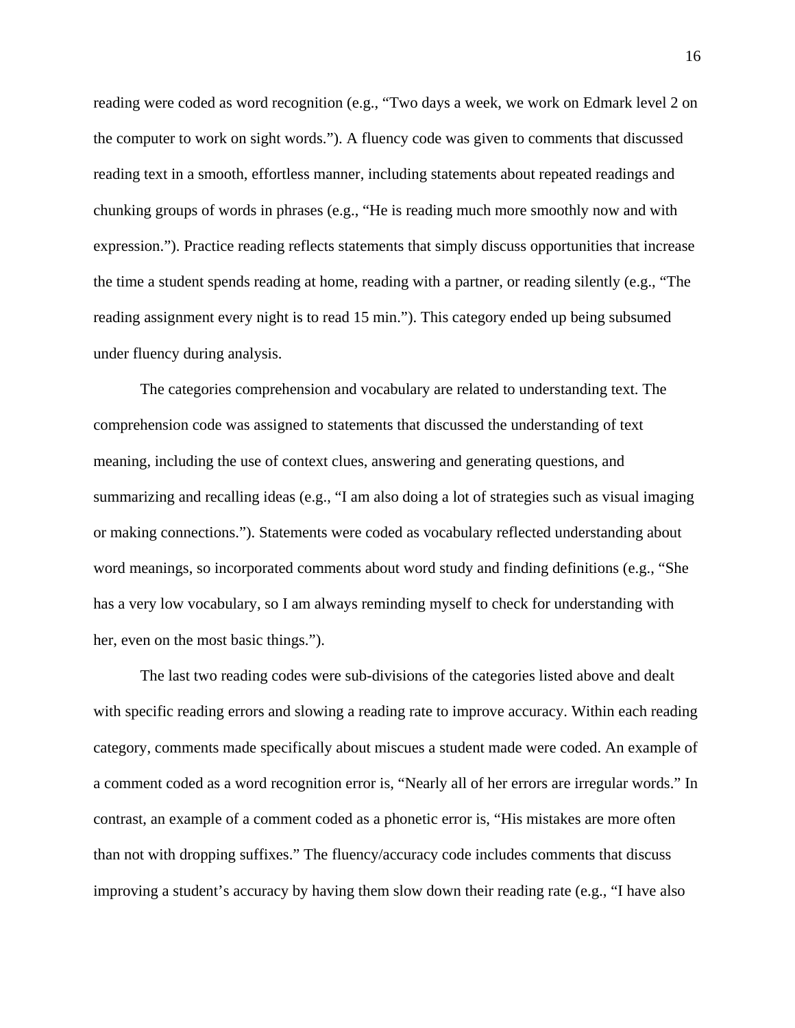reading were coded as word recognition (e.g., “Two days a week, we work on Edmark level 2 on the computer to work on sight words.”). A fluency code was given to comments that discussed reading text in a smooth, effortless manner, including statements about repeated readings and chunking groups of words in phrases (e.g., “He is reading much more smoothly now and with expression.”). Practice reading reflects statements that simply discuss opportunities that increase the time a student spends reading at home, reading with a partner, or reading silently (e.g., “The reading assignment every night is to read 15 min.”). This category ended up being subsumed under fluency during analysis.

The categories comprehension and vocabulary are related to understanding text. The comprehension code was assigned to statements that discussed the understanding of text meaning, including the use of context clues, answering and generating questions, and summarizing and recalling ideas (e.g., “I am also doing a lot of strategies such as visual imaging or making connections.”). Statements were coded as vocabulary reflected understanding about word meanings, so incorporated comments about word study and finding definitions (e.g., “She has a very low vocabulary, so I am always reminding myself to check for understanding with her, even on the most basic things.”).

The last two reading codes were sub-divisions of the categories listed above and dealt with specific reading errors and slowing a reading rate to improve accuracy. Within each reading category, comments made specifically about miscues a student made were coded. An example of a comment coded as a word recognition error is, “Nearly all of her errors are irregular words.” In contrast, an example of a comment coded as a phonetic error is, “His mistakes are more often than not with dropping suffixes.” The fluency/accuracy code includes comments that discuss improving a student’s accuracy by having them slow down their reading rate (e.g., “I have also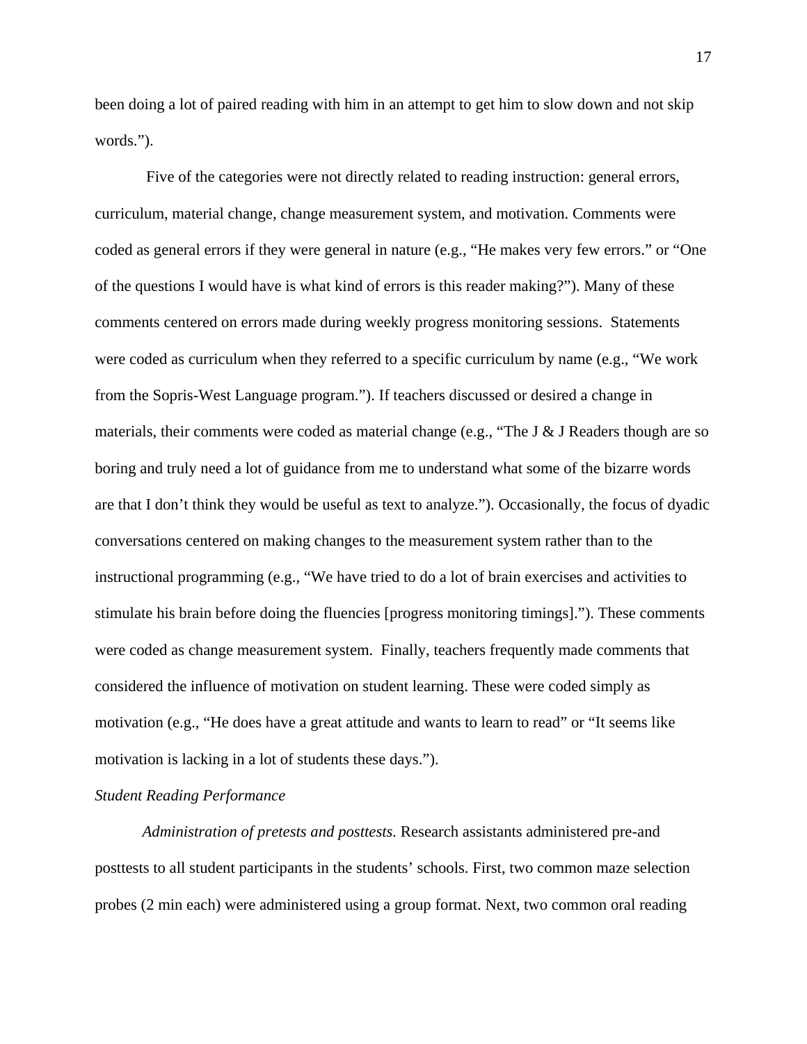been doing a lot of paired reading with him in an attempt to get him to slow down and not skip words.").

Five of the categories were not directly related to reading instruction: general errors, curriculum, material change, change measurement system, and motivation. Comments were coded as general errors if they were general in nature (e.g., "He makes very few errors." or "One of the questions I would have is what kind of errors is this reader making?"). Many of these comments centered on errors made during weekly progress monitoring sessions. Statements were coded as curriculum when they referred to a specific curriculum by name (e.g., "We work from the Sopris-West Language program."). If teachers discussed or desired a change in materials, their comments were coded as material change (e.g., "The J & J Readers though are so boring and truly need a lot of guidance from me to understand what some of the bizarre words are that I don't think they would be useful as text to analyze."). Occasionally, the focus of dyadic conversations centered on making changes to the measurement system rather than to the instructional programming (e.g., "We have tried to do a lot of brain exercises and activities to stimulate his brain before doing the fluencies [progress monitoring timings]."). These comments were coded as change measurement system. Finally, teachers frequently made comments that considered the influence of motivation on student learning. These were coded simply as motivation (e.g., "He does have a great attitude and wants to learn to read" or "It seems like motivation is lacking in a lot of students these days.").

*Student Reading Performance*

*Administration of pretests and posttests.* Research assistants administered pre-and posttests to all student participants in the students' schools. First, two common maze selection probes (2 min each) were administered using a group format. Next, two common oral reading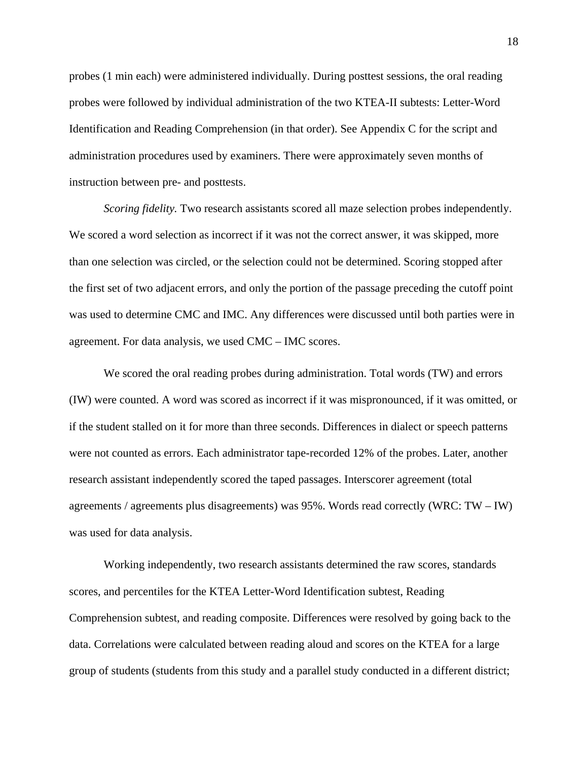probes (1 min each) were administered individually. During posttest sessions, the oral reading probes were followed by individual administration of the two KTEA-II subtests: Letter-Word Identification and Reading Comprehension (in that order). See Appendix C for the script and administration procedures used by examiners. There were approximately seven months of instruction between pre- and posttests.

*Scoring fidelity.* Two research assistants scored all maze selection probes independently. We scored a word selection as incorrect if it was not the correct answer, it was skipped, more than one selection was circled, or the selection could not be determined. Scoring stopped after the first set of two adjacent errors, and only the portion of the passage preceding the cutoff point was used to determine CMC and IMC. Any differences were discussed until both parties were in agreement. For data analysis, we used CMC – IMC scores.

We scored the oral reading probes during administration. Total words (TW) and errors (IW) were counted. A word was scored as incorrect if it was mispronounced, if it was omitted, or if the student stalled on it for more than three seconds. Differences in dialect or speech patterns were not counted as errors. Each administrator tape-recorded 12% of the probes. Later, another research assistant independently scored the taped passages. Interscorer agreement (total agreements / agreements plus disagreements) was 95%. Words read correctly (WRC: TW – IW) was used for data analysis.

Working independently, two research assistants determined the raw scores, standards scores, and percentiles for the KTEA Letter-Word Identification subtest, Reading Comprehension subtest, and reading composite. Differences were resolved by going back to the data. Correlations were calculated between reading aloud and scores on the KTEA for a large group of students (students from this study and a parallel study conducted in a different district;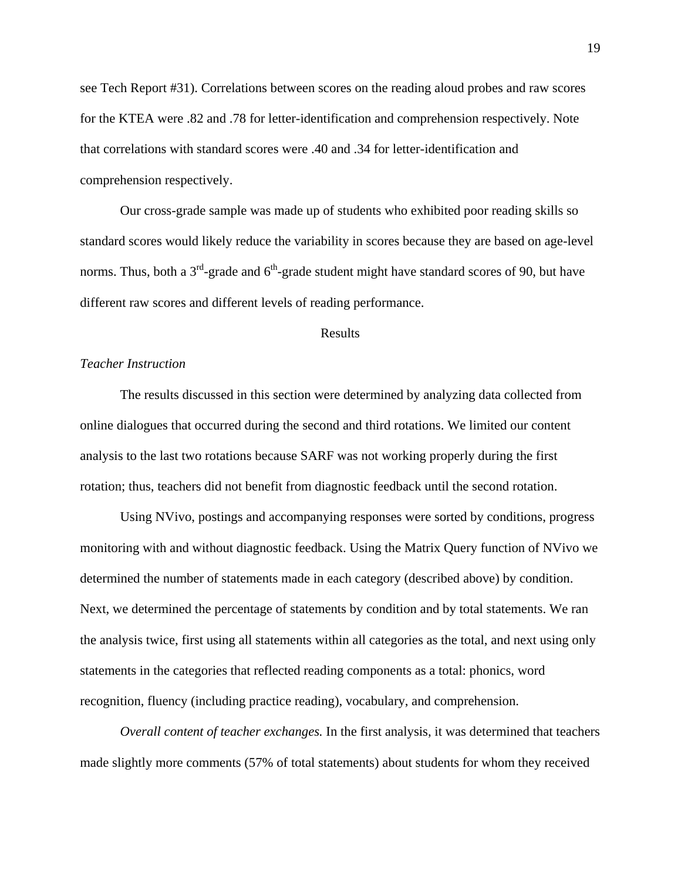see Tech Report #31). Correlations between scores on the reading aloud probes and raw scores for the KTEA were .82 and .78 for letter-identification and comprehension respectively. Note that correlations with standard scores were .40 and .34 for letter-identification and comprehension respectively.

Our cross-grade sample was made up of students who exhibited poor reading skills so standard scores would likely reduce the variability in scores because they are based on age-level norms. Thus, both a 3rd-grade and 6th-grade student might have standard scores of 90, but have different raw scores and different levels of reading performance.

## Results

### *Teacher Instruction*

The results discussed in this section were determined by analyzing data collected from online dialogues that occurred during the second and third rotations. We limited our content analysis to the last two rotations because SARF was not working properly during the first rotation; thus, teachers did not benefit from diagnostic feedback until the second rotation.

Using NVivo, postings and accompanying responses were sorted by conditions, progress monitoring with and without diagnostic feedback. Using the Matrix Query function of NVivo we determined the number of statements made in each category (described above) by condition. Next, we determined the percentage of statements by condition and by total statements. We ran the analysis twice, first using all statements within all categories as the total, and next using only statements in the categories that reflected reading components as a total: phonics, word recognition, fluency (including practice reading), vocabulary, and comprehension.

*Overall content of teacher exchanges.* In the first analysis, it was determined that teachers made slightly more comments (57% of total statements) about students for whom they received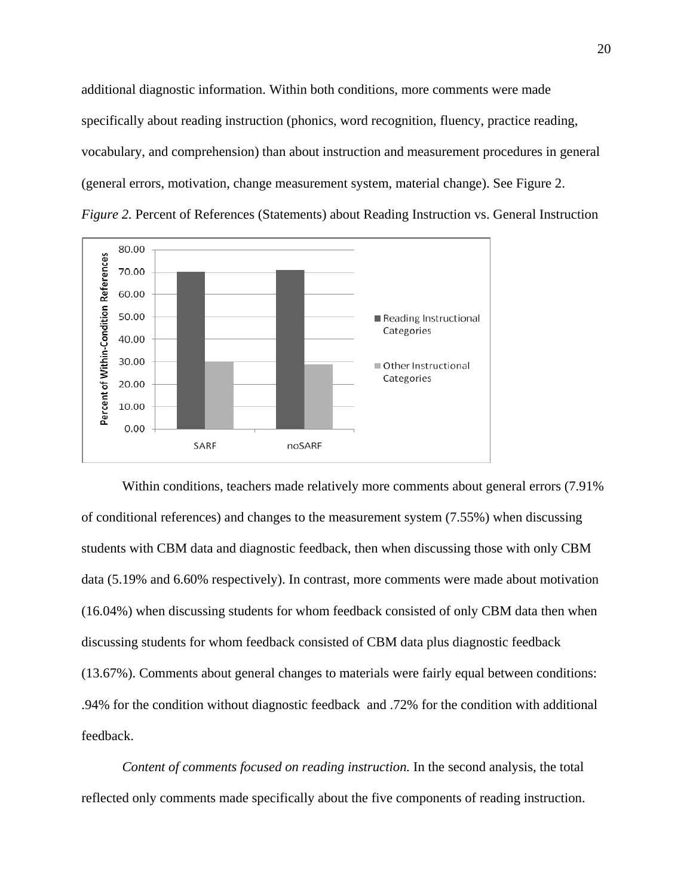additional diagnostic information. Within both conditions, more comments were made specifically about reading instruction (phonics, word recognition, fluency, practice reading, vocabulary, and comprehension) than about instruction and measurement procedures in general (general errors, motivation, change measurement system, material change). See Figure 2.

*Figure 2.* Percent of References (Statements) about Reading Instruction vs. General Instruction

Within conditions, teachers made relatively more comments about general errors (7.91% of conditional references) and changes to the measurement system (7.55%) when discussing students with CBM data and diagnostic feedback, then when discussing those with only CBM data (5.19% and 6.60% respectively). In contrast, more comments were made about motivation (16.04%) when discussing students for whom feedback consisted of only CBM data then when discussing students for whom feedback consisted of CBM data plus diagnostic feedback (13.67%). Comments about general changes to materials were fairly equal between conditions: .94% for the condition without diagnostic feedback and .72% for the condition with additional feedback.

*Content of comments focused on reading instruction.* In the second analysis, the total reflected only comments made specifically about the five components of reading instruction.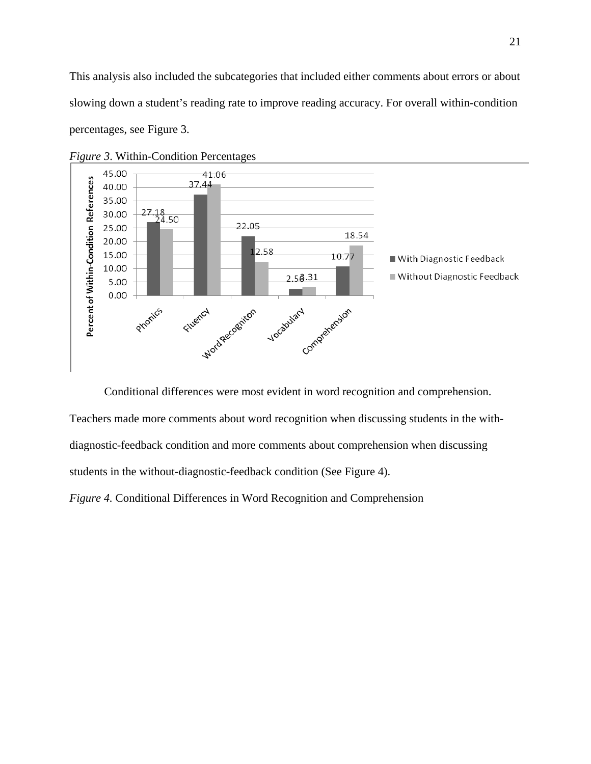This analysis also included the subcategories that included either comments about errors or about slowing down a student's reading rate to improve reading accuracy. For overall within-condition percentages, see Figure 3.

*Figure 3*. Within-Condition Percentages

Conditional differences were most evident in word recognition and comprehension. Teachers made more comments about word recognition when discussing students in the with-diagnostic-feedback condition and more comments about comprehension when discussing students in the without-diagnostic-feedback condition (See Figure 4).

*Figure 4.* Conditional Differences in Word Recognition and Comprehension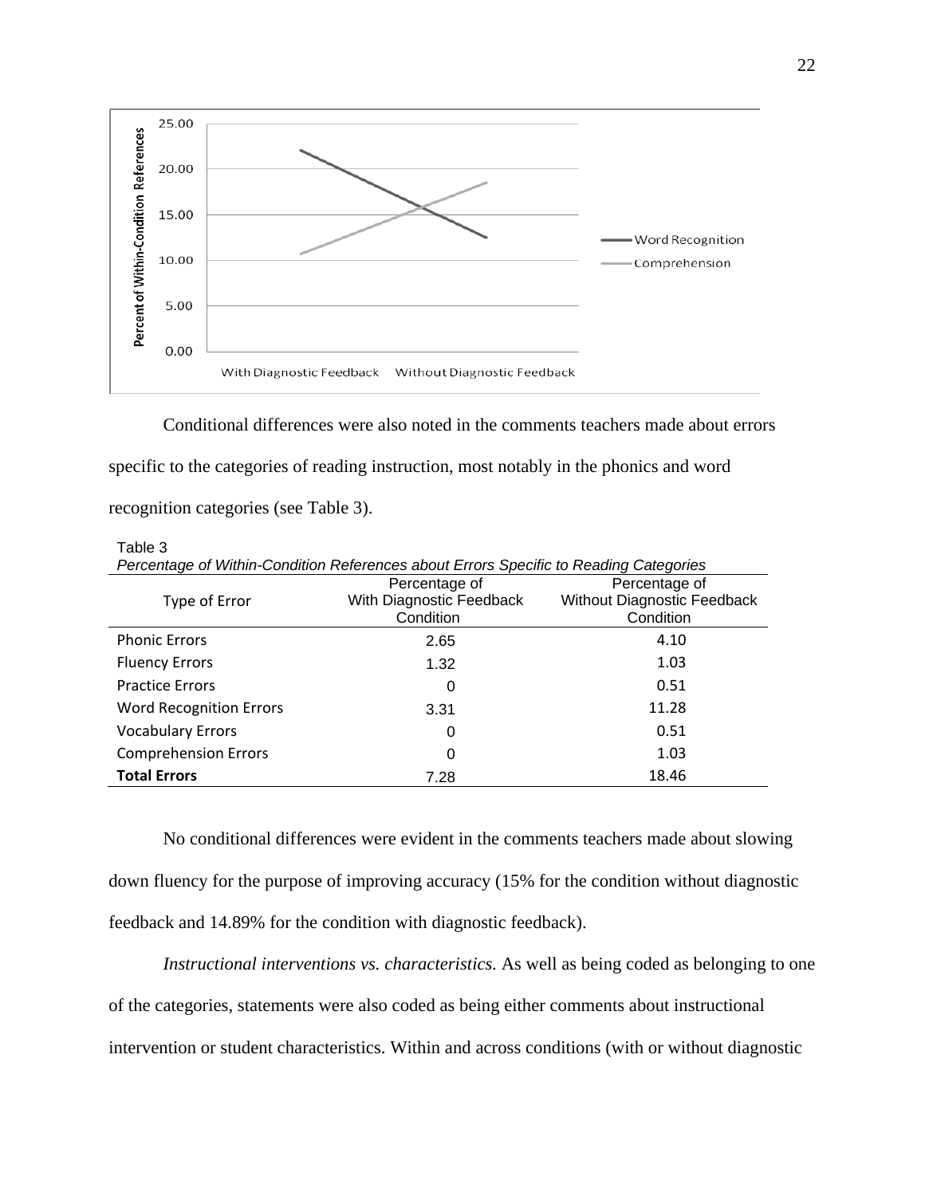Conditional differences were also noted in the comments teachers made about errors specific to the categories of reading instruction, most notably in the phonics and word recognition categories (see Table 3).

Table 3

*Percentage of Within-Condition References about Errors Specific to Reading Categories*

| Type of Error | Percentage of With Diagnostic Feedback Condition | Percentage of Without Diagnostic Feedback Condition |
|---|---|---|
| Phonic Errors | 2.65 | 4.10 |
| Fluency Errors | 1.32 | 1.03 |
| Practice Errors | 0 | 0.51 |
| Word Recognition Errors | 3.31 | 11.28 |
| Vocabulary Errors | 0 | 0.51 |
| Comprehension Errors | 0 | 1.03 |
| **Total Errors** | 7.28 | 18.46 |

No conditional differences were evident in the comments teachers made about slowing down fluency for the purpose of improving accuracy (15% for the condition without diagnostic feedback and 14.89% for the condition with diagnostic feedback).

*Instructional interventions vs. characteristics.* As well as being coded as belonging to one of the categories, statements were also coded as being either comments about instructional intervention or student characteristics. Within and across conditions (with or without diagnostic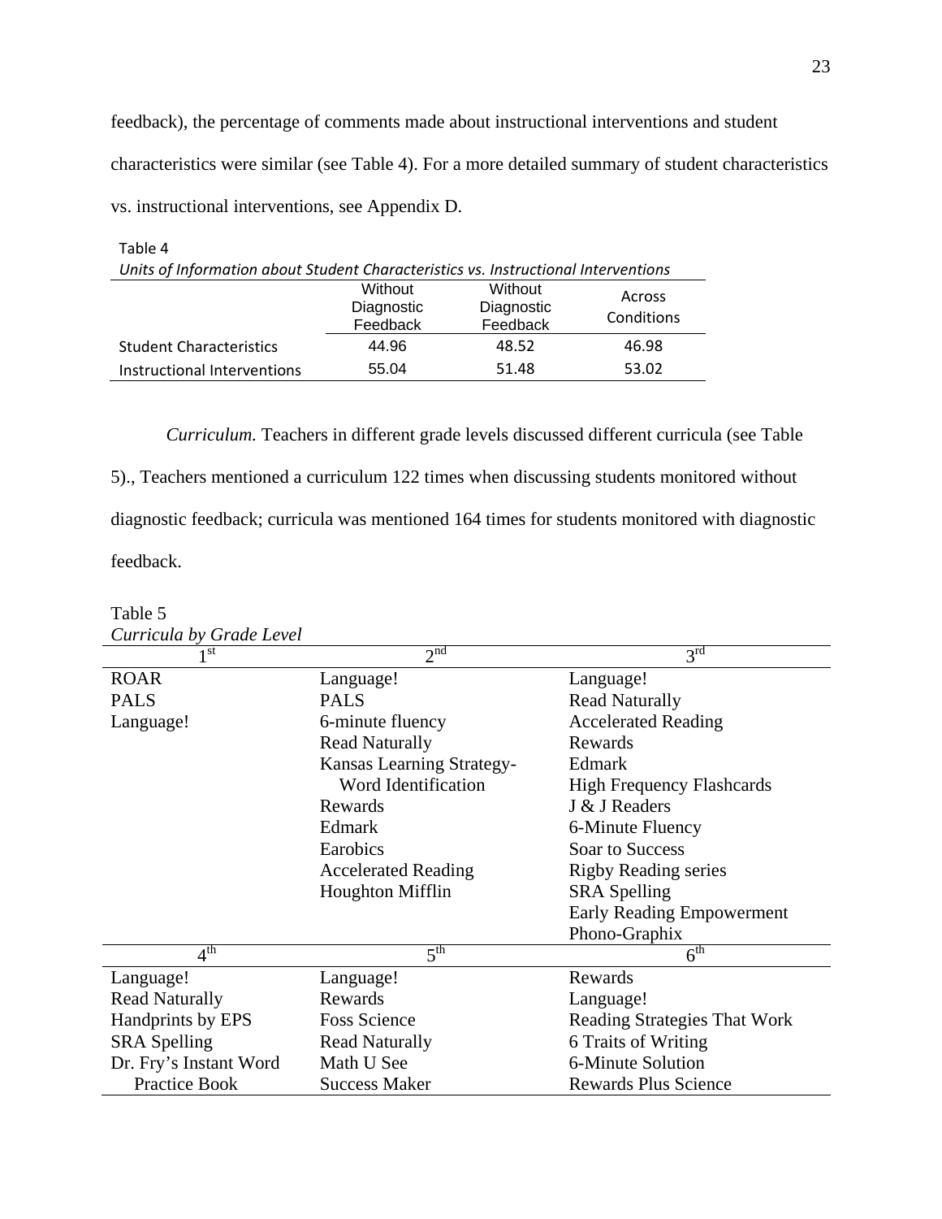feedback), the percentage of comments made about instructional interventions and student characteristics were similar (see Table 4). For a more detailed summary of student characteristics vs. instructional interventions, see Appendix D.

Table 4

*Units of Information about Student Characteristics vs. Instructional Interventions*

| | Without Diagnostic Feedback | Without Diagnostic Feedback | Across Conditions |
|---|---|---|---|
| Student Characteristics | 44.96 | 48.52 | 46.98 |
| Instructional Interventions | 55.04 | 51.48 | 53.02 |

*Curriculum.* Teachers in different grade levels discussed different curricula (see Table 5)., Teachers mentioned a curriculum 122 times when discussing students monitored without diagnostic feedback; curricula was mentioned 164 times for students monitored with diagnostic feedback.

Table 5

*Curricula by Grade Level*

| 1st | 2nd | 3rd |
|---|---|---|
| ROAR | Language! | Language! |
| PALS | PALS | Read Naturally |
| Language! | 6-minute fluency | Accelerated Reading |
| | Read Naturally | Rewards |
| | Kansas Learning Strategy-Word Identification | Edmark |
| | Rewards | High Frequency Flashcards |
| | Edmark | J & J Readers |
| | Earobics | 6-Minute Fluency |
| | Accelerated Reading | Soar to Success |
| | Houghton Mifflin | Rigby Reading series |
| | | SRA Spelling |
| | | Early Reading Empowerment |
| | | Phono-Graphix |
| **4th** | **5th** | **6th** |
| Language! | Language! | Rewards |
| Read Naturally | Rewards | Language! |
| Handprints by EPS | Foss Science | Reading Strategies That Work |
| SRA Spelling | Read Naturally | 6 Traits of Writing |
| Dr. Fry's Instant Word Practice Book | Math U See | 6-Minute Solution |
| | Success Maker | Rewards Plus Science |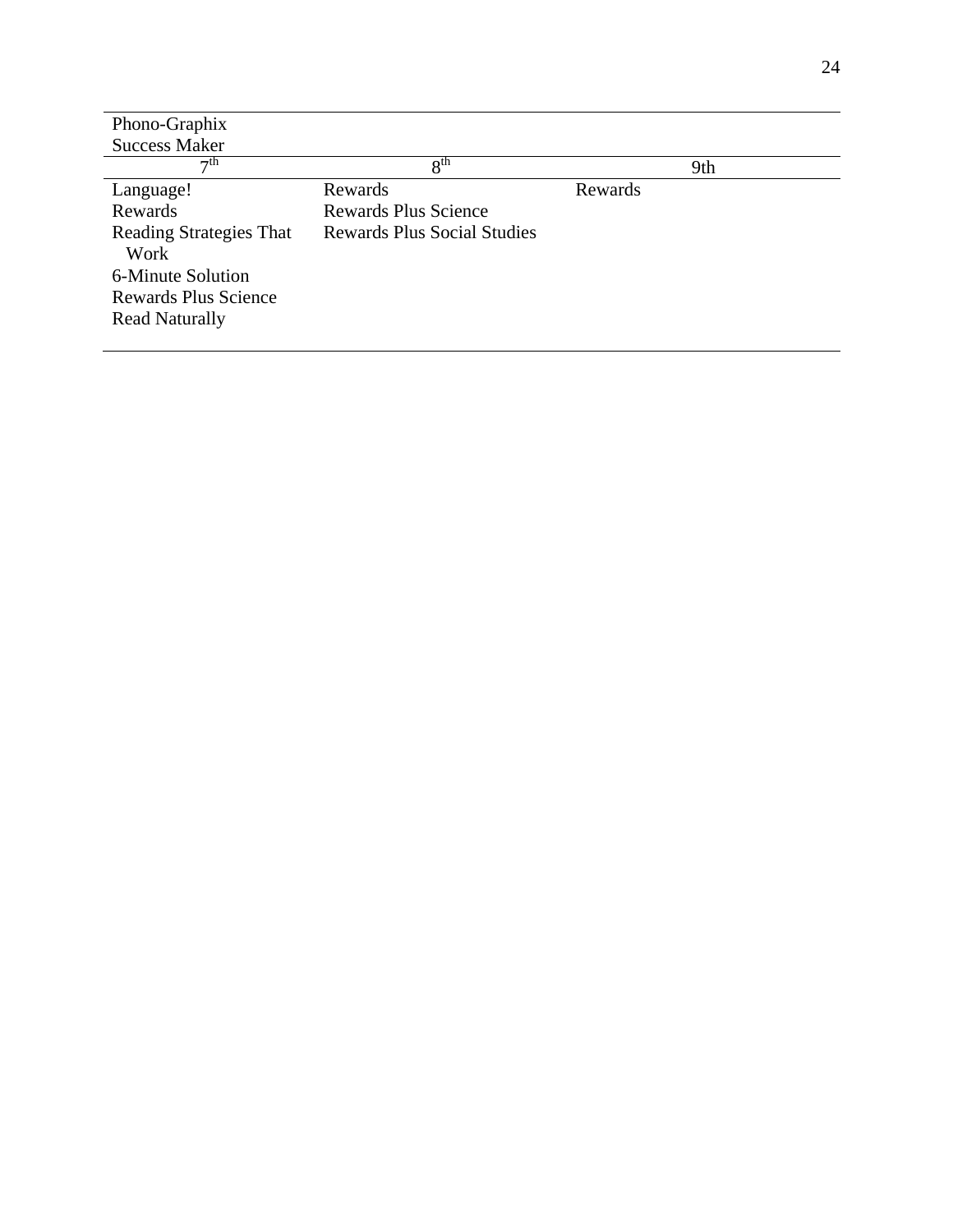| | | |
|---|---|---|
| Phono-Graphix<br>Success Maker | | |
| 7th | 8th | 9th |
| Language!<br>Rewards<br>Reading Strategies That Work<br>6-Minute Solution<br>Rewards Plus Science<br>Read Naturally | Rewards<br>Rewards Plus Science<br>Rewards Plus Social Studies | Rewards |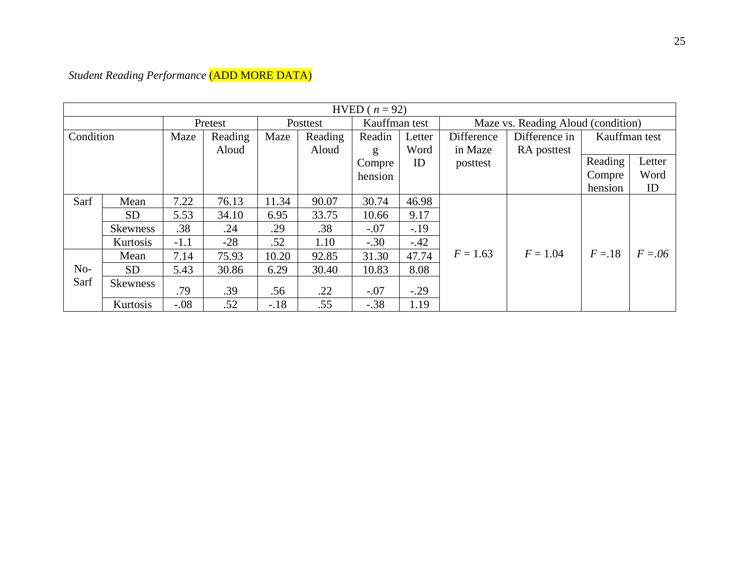*Student Reading Performance* (ADD MORE DATA)

| HVED ( *n* = 92) | | | | | | | | | | | |
|---|---|---|---|---|---|---|---|---|---|---|---|
| | | Pretest | | Posttest | | Kauffman test | | Maze vs. Reading Aloud (condition) | | | |
| Condition | | Maze | Reading Aloud | Maze | Reading Aloud | Reading Comprehension | Letter Word ID | Difference in Maze posttest | Difference in RA posttest | Kauffman test | |
| | | | | | | | | | | Reading Comprehension | Letter Word ID |
| Sarf | Mean | 7.22 | 76.13 | 11.34 | 90.07 | 30.74 | 46.98 | $F = 1.63$ | $F = 1.04$ | $F = .18$ | $F = .06$ |
| | SD | 5.53 | 34.10 | 6.95 | 33.75 | 10.66 | 9.17 | | | | |
| | Skewness | .38 | .24 | .29 | .38 | -.07 | -.19 | | | | |
| | Kurtosis | -1.1 | -28 | .52 | 1.10 | -.30 | -.42 | | | | |
| No-Sarf | Mean | 7.14 | 75.93 | 10.20 | 92.85 | 31.30 | 47.74 | | | | |
| | SD | 5.43 | 30.86 | 6.29 | 30.40 | 10.83 | 8.08 | | | | |
| | Skewness | .79 | .39 | .56 | .22 | -.07 | -.29 | | | | |
| | Kurtosis | -.08 | .52 | -.18 | .55 | -.38 | 1.19 | | | | |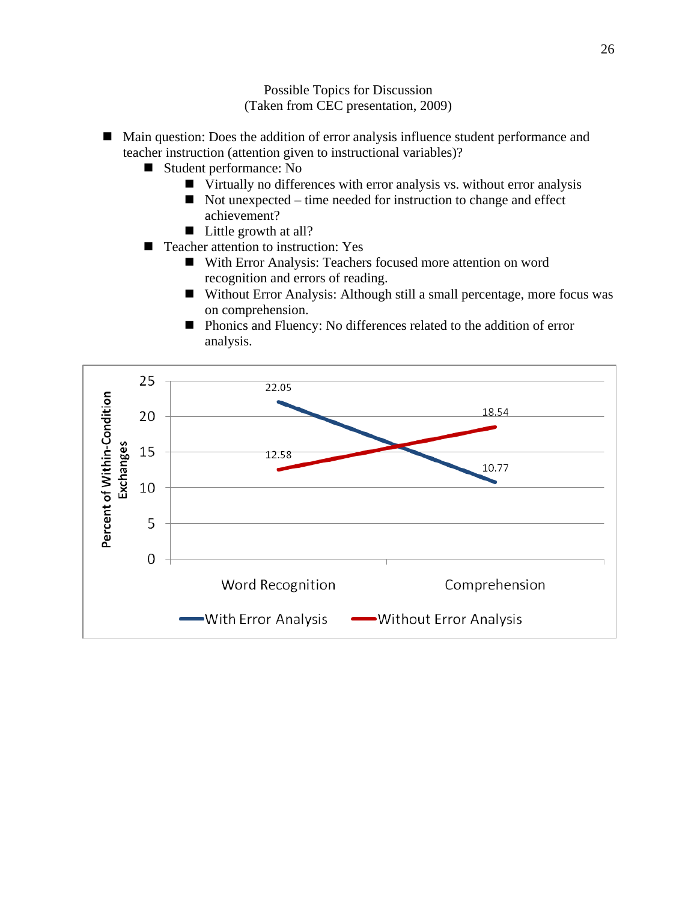Possible Topics for Discussion
(Taken from CEC presentation, 2009)

- Main question: Does the addition of error analysis influence student performance and teacher instruction (attention given to instructional variables)?
  - Student performance: No
    - Virtually no differences with error analysis vs. without error analysis
    - Not unexpected – time needed for instruction to change and effect achievement?
    - Little growth at all?
  - Teacher attention to instruction: Yes
    - With Error Analysis: Teachers focused more attention on word recognition and errors of reading.
    - Without Error Analysis: Although still a small percentage, more focus was on comprehension.
    - Phonics and Fluency: No differences related to the addition of error analysis.

| Percent of Within-Condition Exchanges | Word Recognition | Comprehension |
|---|---|---|
| With Error Analysis | 22.05 | 10.77 |
| Without Error Analysis | 12.58 | 18.54 |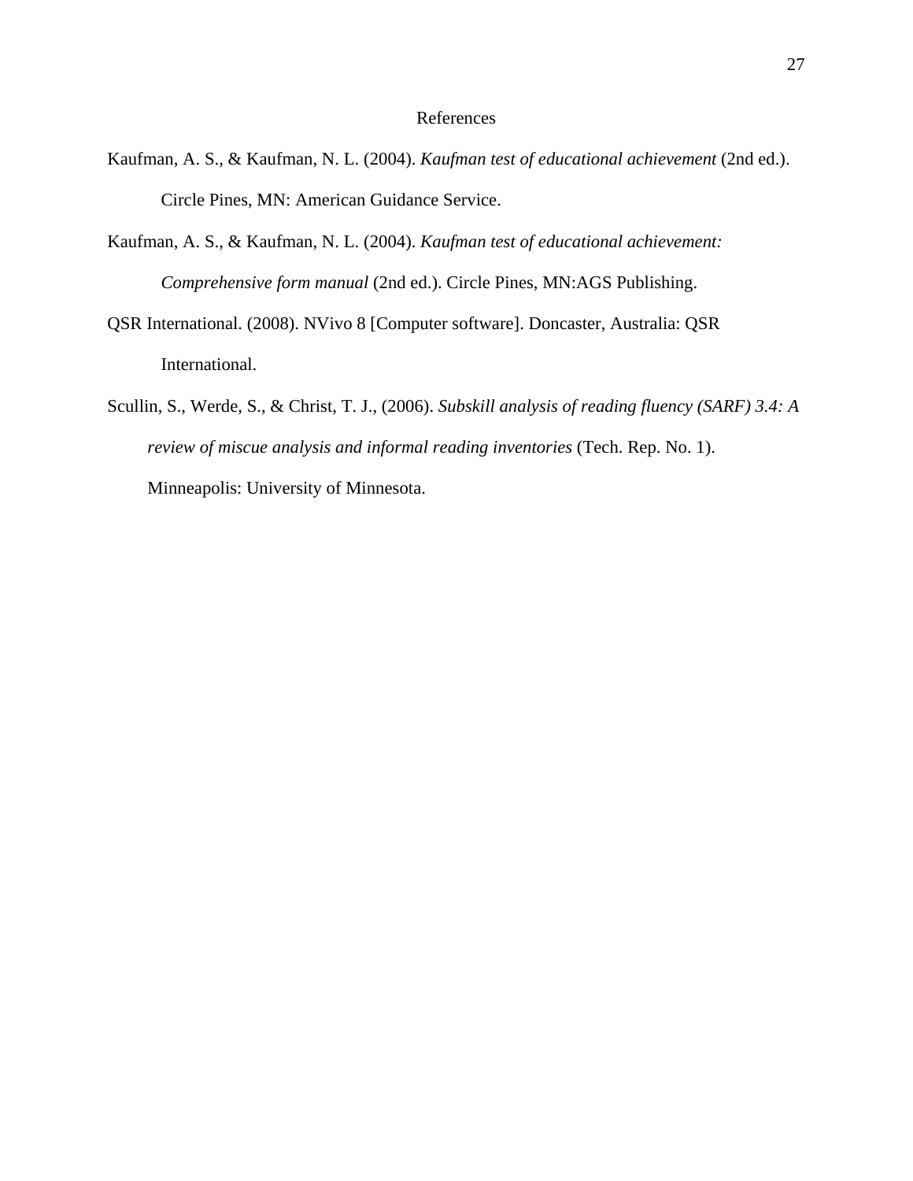# References

Kaufman, A. S., & Kaufman, N. L. (2004). *Kaufman test of educational achievement* (2nd ed.). Circle Pines, MN: American Guidance Service.

Kaufman, A. S., & Kaufman, N. L. (2004). *Kaufman test of educational achievement: Comprehensive form manual* (2nd ed.). Circle Pines, MN:AGS Publishing.

QSR International. (2008). NVivo 8 [Computer software]. Doncaster, Australia: QSR International.

Scullin, S., Werde, S., & Christ, T. J., (2006). *Subskill analysis of reading fluency (SARF) 3.4: A review of miscue analysis and informal reading inventories* (Tech. Rep. No. 1). Minneapolis: University of Minnesota.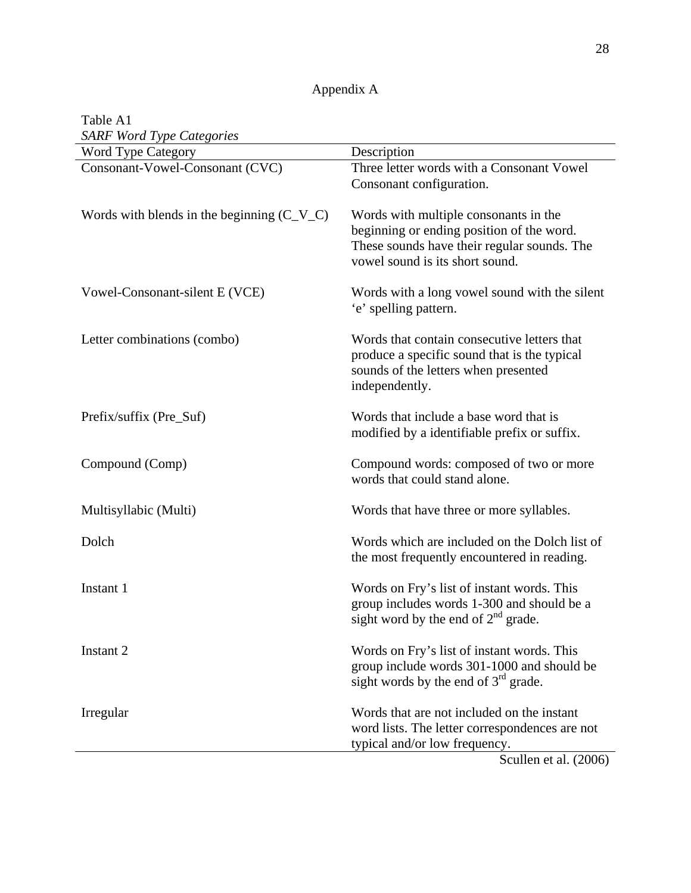# Appendix A

Table A1

*SARF Word Type Categories*

| Word Type Category | Description |
|---|---|
| Consonant-Vowel-Consonant (CVC) | Three letter words with a Consonant Vowel Consonant configuration. |
| Words with blends in the beginning (C_V_C) | Words with multiple consonants in the beginning or ending position of the word. These sounds have their regular sounds. The vowel sound is its short sound. |
| Vowel-Consonant-silent E (VCE) | Words with a long vowel sound with the silent 'e' spelling pattern. |
| Letter combinations (combo) | Words that contain consecutive letters that produce a specific sound that is the typical sounds of the letters when presented independently. |
| Prefix/suffix (Pre_Suf) | Words that include a base word that is modified by a identifiable prefix or suffix. |
| Compound (Comp) | Compound words: composed of two or more words that could stand alone. |
| Multisyllabic (Multi) | Words that have three or more syllables. |
| Dolch | Words which are included on the Dolch list of the most frequently encountered in reading. |
| Instant 1 | Words on Fry's list of instant words. This group includes words 1-300 and should be a sight word by the end of 2nd grade. |
| Instant 2 | Words on Fry's list of instant words. This group include words 301-1000 and should be sight words by the end of 3rd grade. |
| Irregular | Words that are not included on the instant word lists. The letter correspondences are not typical and/or low frequency. |

Scullen et al. (2006)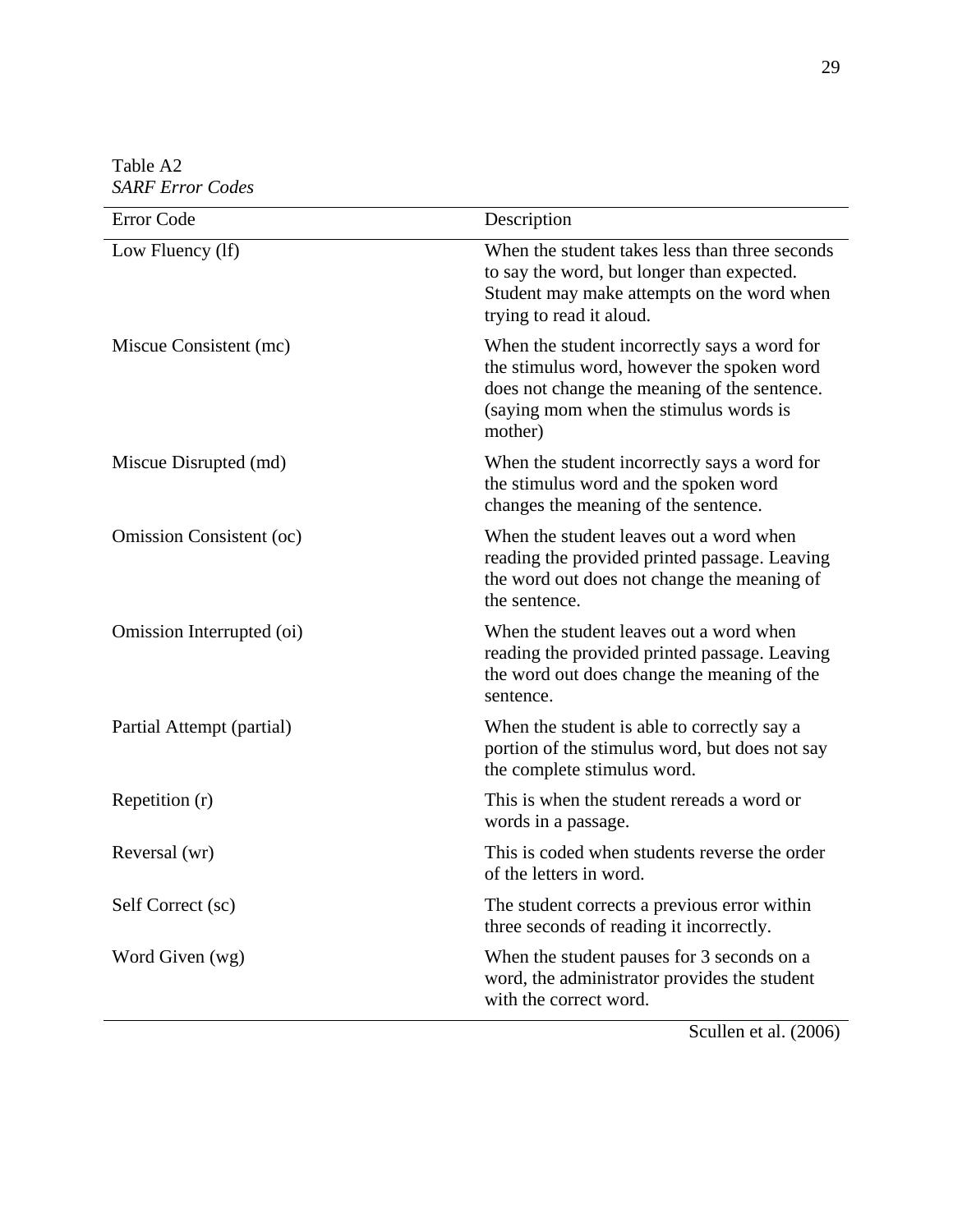Table A2
*SARF Error Codes*

| Error Code | Description |
| --- | --- |
| Low Fluency (lf) | When the student takes less than three seconds to say the word, but longer than expected. Student may make attempts on the word when trying to read it aloud. |
| Miscue Consistent (mc) | When the student incorrectly says a word for the stimulus word, however the spoken word does not change the meaning of the sentence. (saying mom when the stimulus words is mother) |
| Miscue Disrupted (md) | When the student incorrectly says a word for the stimulus word and the spoken word changes the meaning of the sentence. |
| Omission Consistent (oc) | When the student leaves out a word when reading the provided printed passage. Leaving the word out does not change the meaning of the sentence. |
| Omission Interrupted (oi) | When the student leaves out a word when reading the provided printed passage. Leaving the word out does change the meaning of the sentence. |
| Partial Attempt (partial) | When the student is able to correctly say a portion of the stimulus word, but does not say the complete stimulus word. |
| Repetition (r) | This is when the student rereads a word or words in a passage. |
| Reversal (wr) | This is coded when students reverse the order of the letters in word. |
| Self Correct (sc) | The student corrects a previous error within three seconds of reading it incorrectly. |
| Word Given (wg) | When the student pauses for 3 seconds on a word, the administrator provides the student with the correct word. |

Scullen et al. (2006)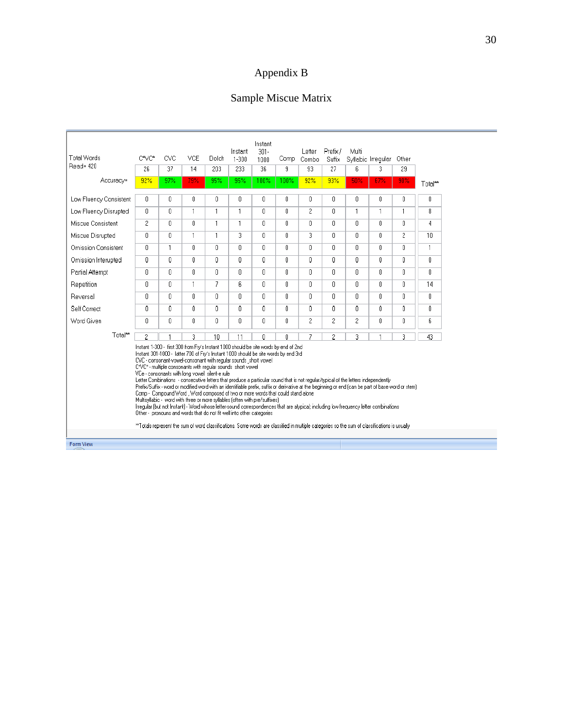# Appendix B

## Sample Miscue Matrix

| Total Words Read= 420 | C*VC* | CVC | VCE | Dolch | Instant 1-300 | Instant 301-1000 | Comp | Letter Combo | Prefix / Suffix | Multi Syllabic | Irregular | Other | |
|---|---|---|---|---|---|---|---|---|---|---|---|---|---|
| | 26 | 37 | 14 | 203 | 233 | 36 | 9 | 93 | 27 | 6 | 3 | 29 | |
| Accuracy= | 92% | 97% | 79% | 95% | 95% | 100% | 100% | 92% | 93% | 50% | 67% | 90% | Total** |
| Low Fluency Consistent | 0 | 0 | 0 | 0 | 0 | 0 | 0 | 0 | 0 | 0 | 0 | 0 | 0 |
| Low Fluency Disrupted | 0 | 0 | 1 | 1 | 1 | 0 | 0 | 2 | 0 | 1 | 1 | 1 | 8 |
| Miscue Consistent | 2 | 0 | 0 | 1 | 1 | 0 | 0 | 0 | 0 | 0 | 0 | 0 | 4 |
| Miscue Disrupted | 0 | 0 | 1 | 1 | 3 | 0 | 0 | 3 | 0 | 0 | 0 | 2 | 10 |
| Omission Consistent | 0 | 1 | 0 | 0 | 0 | 0 | 0 | 0 | 0 | 0 | 0 | 0 | 1 |
| Omission Interupted | 0 | 0 | 0 | 0 | 0 | 0 | 0 | 0 | 0 | 0 | 0 | 0 | 0 |
| Partial Attempt | 0 | 0 | 0 | 0 | 0 | 0 | 0 | 0 | 0 | 0 | 0 | 0 | 0 |
| Repetition | 0 | 0 | 1 | 7 | 6 | 0 | 0 | 0 | 0 | 0 | 0 | 0 | 14 |
| Reversal | 0 | 0 | 0 | 0 | 0 | 0 | 0 | 0 | 0 | 0 | 0 | 0 | 0 |
| Self Correct | 0 | 0 | 0 | 0 | 0 | 0 | 0 | 0 | 0 | 0 | 0 | 0 | 0 |
| Word Given | 0 | 0 | 0 | 0 | 0 | 0 | 0 | 2 | 2 | 2 | 0 | 0 | 6 |
| Total** | 2 | 1 | 3 | 10 | 11 | 0 | 0 | 7 | 2 | 3 | 1 | 3 | 43 |

Instant 1-300 - first 300 from Fry's Instant 1000 should be site words by end of 2nd
Instant 301-1000 - latter 700 of Fry's Instant 1000 should be site words by end 3rd
CVC - consonant-vowel-consonant with regular sounds, short vowel
C*VC* - multiple consonants with regular sounds short vowel
VCe - consonants with long vowel silent-e rule
Letter Combinations - consecutive letters that produce a particular sound that is not regular/typical of the letters independently
Prefix/Suffix - word or modified word with an identifiable prefix, suffix or derivative at the beginning or end (can be part of base word or stem)
Comp - Compound Word , Word composed of two or more words that could stand alone
Multisyllabic - word with three or more syllables (often with pre/suffixes)
Irregular (but not Instant) - Word whose letter-sound correspondences that are atypical; including low frequency letter combinations
Other - pronouns and words that do not fit well into other categories

**Totals represent the sum of word classifications. Some words are classified in multiple categories so the sum of classifications is usualy

Form View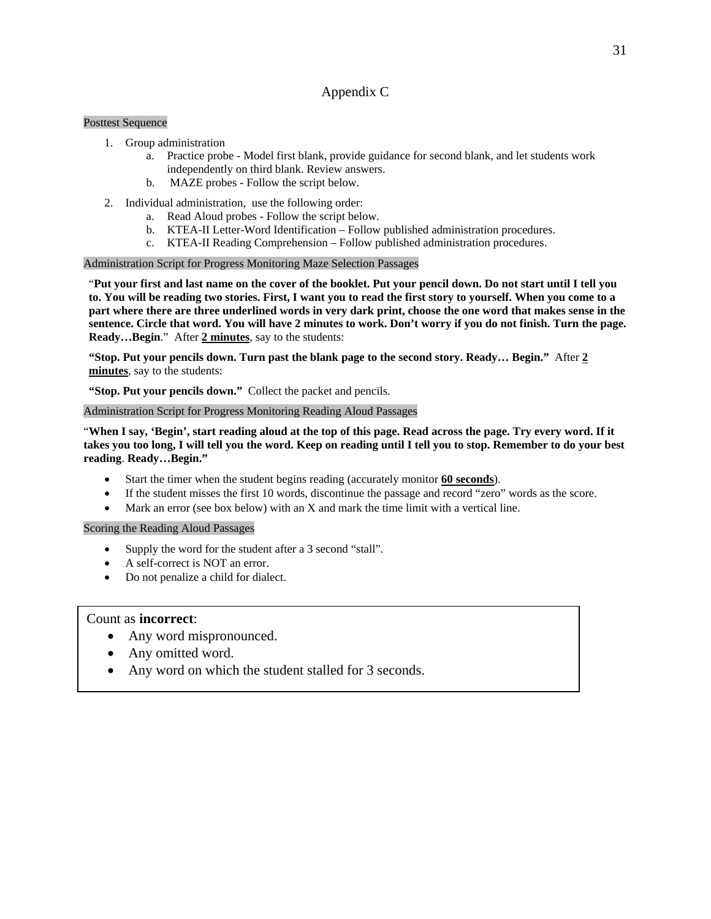# Appendix C

## Posttest Sequence

1. Group administration
   a. Practice probe - Model first blank, provide guidance for second blank, and let students work independently on third blank. Review answers.
   b. MAZE probes - Follow the script below.
2. Individual administration, use the following order:
   a. Read Aloud probes - Follow the script below.
   b. KTEA-II Letter-Word Identification – Follow published administration procedures.
   c. KTEA-II Reading Comprehension – Follow published administration procedures.

## Administration Script for Progress Monitoring Maze Selection Passages

"**Put your first and last name on the cover of the booklet. Put your pencil down. Do not start until I tell you to. You will be reading two stories. First, I want you to read the first story to yourself. When you come to a part where there are three underlined words in very dark print, choose the one word that makes sense in the sentence. Circle that word. You will have 2 minutes to work. Don't worry if you do not finish. Turn the page. Ready…Begin**." After **2 minutes**, say to the students:

**"Stop. Put your pencils down. Turn past the blank page to the second story. Ready… Begin."** After **2 minutes**, say to the students:

**"Stop. Put your pencils down."** Collect the packet and pencils.

## Administration Script for Progress Monitoring Reading Aloud Passages

"**When I say, 'Begin', start reading aloud at the top of this page. Read across the page. Try every word. If it takes you too long, I will tell you the word. Keep on reading until I tell you to stop. Remember to do your best reading**. **Ready…Begin."**

- Start the timer when the student begins reading (accurately monitor **60 seconds**).
- If the student misses the first 10 words, discontinue the passage and record "zero" words as the score.
- Mark an error (see box below) with an X and mark the time limit with a vertical line.

## Scoring the Reading Aloud Passages

- Supply the word for the student after a 3 second "stall".
- A self-correct is NOT an error.
- Do not penalize a child for dialect.

Count as **incorrect**:

- Any word mispronounced.
- Any omitted word.
- Any word on which the student stalled for 3 seconds.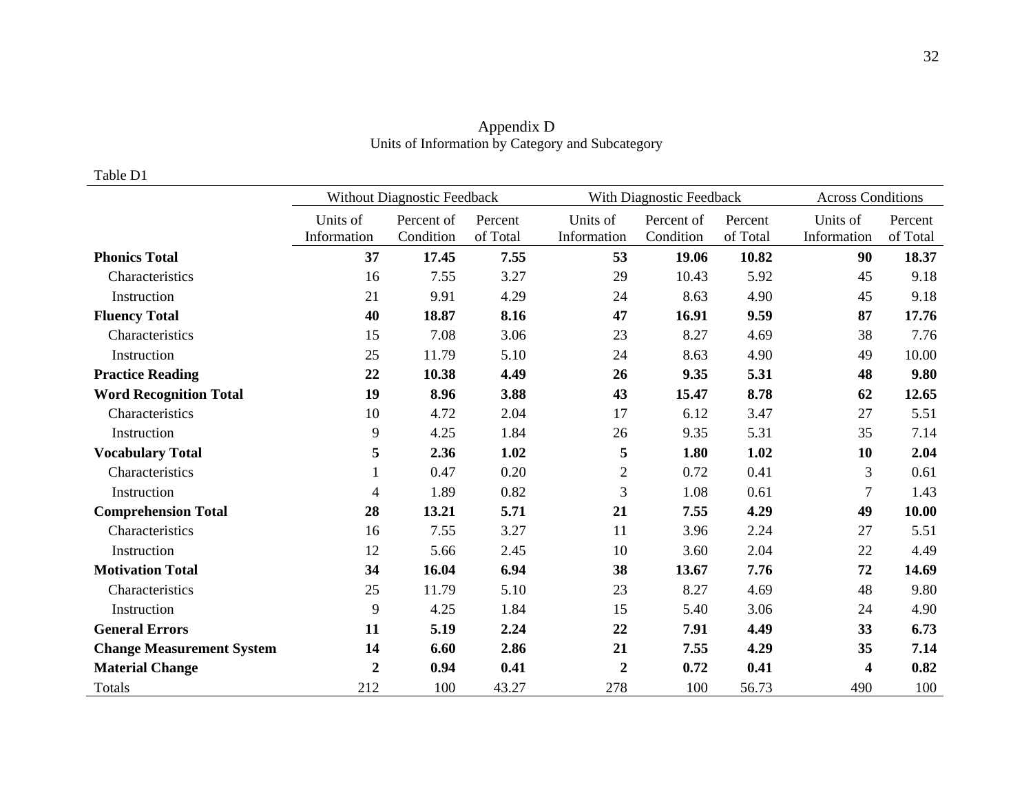# Appendix D

## Units of Information by Category and Subcategory

Table D1

| | Without Diagnostic Feedback | | | With Diagnostic Feedback | | | Across Conditions | |
|---|---|---|---|---|---|---|---|---|
| | Units of Information | Percent of Condition | Percent of Total | Units of Information | Percent of Condition | Percent of Total | Units of Information | Percent of Total |
| **Phonics Total** | **37** | **17.45** | **7.55** | **53** | **19.06** | **10.82** | **90** | **18.37** |
| Characteristics | 16 | 7.55 | 3.27 | 29 | 10.43 | 5.92 | 45 | 9.18 |
| Instruction | 21 | 9.91 | 4.29 | 24 | 8.63 | 4.90 | 45 | 9.18 |
| **Fluency Total** | **40** | **18.87** | **8.16** | **47** | **16.91** | **9.59** | **87** | **17.76** |
| Characteristics | 15 | 7.08 | 3.06 | 23 | 8.27 | 4.69 | 38 | 7.76 |
| Instruction | 25 | 11.79 | 5.10 | 24 | 8.63 | 4.90 | 49 | 10.00 |
| **Practice Reading** | **22** | **10.38** | **4.49** | **26** | **9.35** | **5.31** | **48** | **9.80** |
| **Word Recognition Total** | **19** | **8.96** | **3.88** | **43** | **15.47** | **8.78** | **62** | **12.65** |
| Characteristics | 10 | 4.72 | 2.04 | 17 | 6.12 | 3.47 | 27 | 5.51 |
| Instruction | 9 | 4.25 | 1.84 | 26 | 9.35 | 5.31 | 35 | 7.14 |
| **Vocabulary Total** | **5** | **2.36** | **1.02** | **5** | **1.80** | **1.02** | **10** | **2.04** |
| Characteristics | 1 | 0.47 | 0.20 | 2 | 0.72 | 0.41 | 3 | 0.61 |
| Instruction | 4 | 1.89 | 0.82 | 3 | 1.08 | 0.61 | 7 | 1.43 |
| **Comprehension Total** | **28** | **13.21** | **5.71** | **21** | **7.55** | **4.29** | **49** | **10.00** |
| Characteristics | 16 | 7.55 | 3.27 | 11 | 3.96 | 2.24 | 27 | 5.51 |
| Instruction | 12 | 5.66 | 2.45 | 10 | 3.60 | 2.04 | 22 | 4.49 |
| **Motivation Total** | **34** | **16.04** | **6.94** | **38** | **13.67** | **7.76** | **72** | **14.69** |
| Characteristics | 25 | 11.79 | 5.10 | 23 | 8.27 | 4.69 | 48 | 9.80 |
| Instruction | 9 | 4.25 | 1.84 | 15 | 5.40 | 3.06 | 24 | 4.90 |
| **General Errors** | **11** | **5.19** | **2.24** | **22** | **7.91** | **4.49** | **33** | **6.73** |
| **Change Measurement System** | **14** | **6.60** | **2.86** | **21** | **7.55** | **4.29** | **35** | **7.14** |
| **Material Change** | **2** | **0.94** | **0.41** | **2** | **0.72** | **0.41** | **4** | **0.82** |
| Totals | 212 | 100 | 43.27 | 278 | 100 | 56.73 | 490 | 100 |